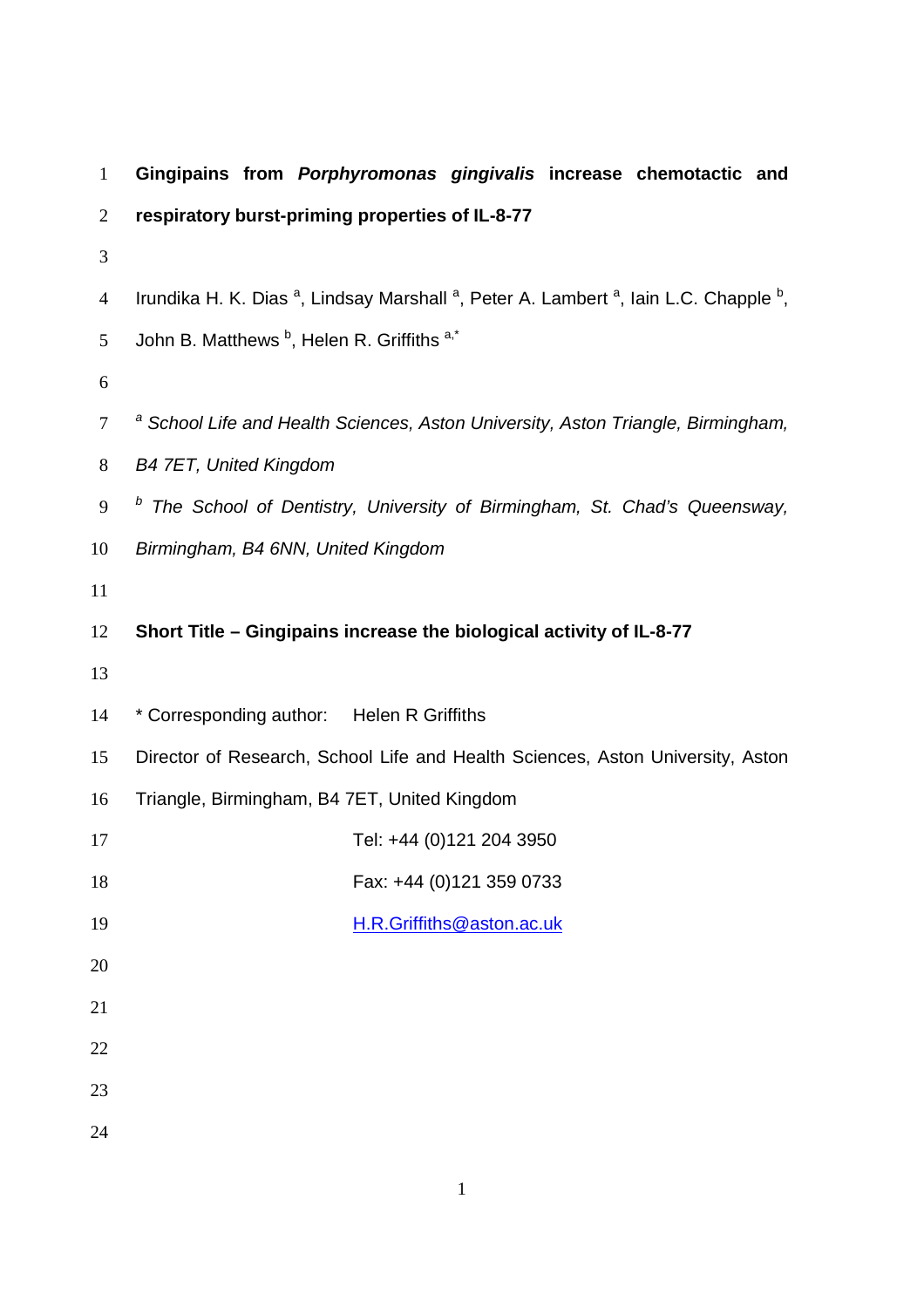# Gingipains from *Porphyromonas gingivalis* increase chemotactic and respiratory burst-priming properties of IL-8-77

Irundika H. K. Dias [a], Lindsay Marshall [a], Peter A. Lambert [a], Iain L.C. Chapple [b], John B. Matthews [b], Helen R. Griffiths [a,*]

[a] *School Life and Health Sciences, Aston University, Aston Triangle, Birmingham, B4 7ET, United Kingdom*

[b] *The School of Dentistry, University of Birmingham, St. Chad's Queensway, Birmingham, B4 6NN, United Kingdom*

**Short Title – Gingipains increase the biological activity of IL-8-77**

\* Corresponding author: Helen R Griffiths

Director of Research, School Life and Health Sciences, Aston University, Aston Triangle, Birmingham, B4 7ET, United Kingdom

Tel: +44 (0)121 204 3950

Fax: +44 (0)121 359 0733

H.R.Griffiths@aston.ac.uk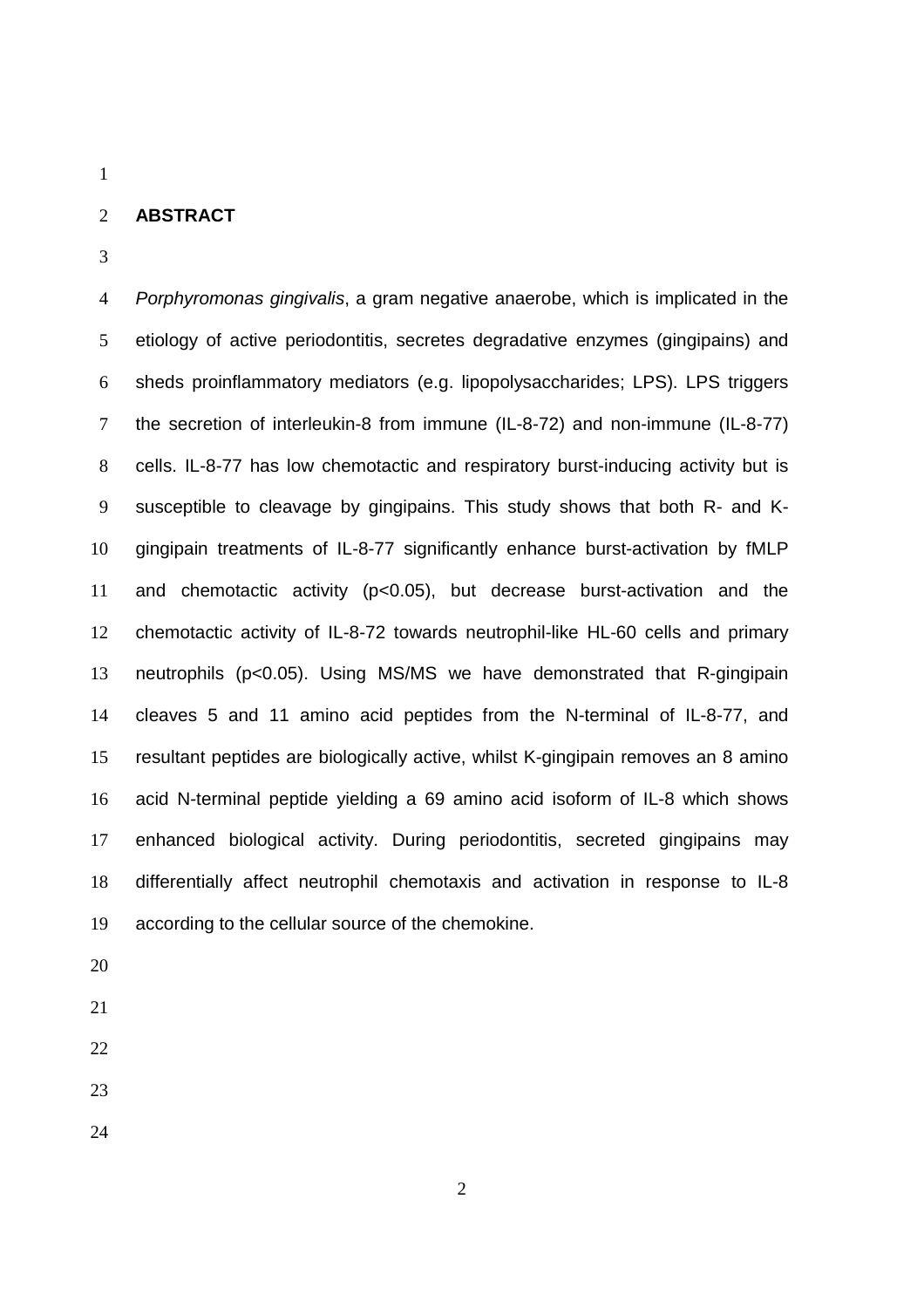## ABSTRACT

*Porphyromonas gingivalis*, a gram negative anaerobe, which is implicated in the etiology of active periodontitis, secretes degradative enzymes (gingipains) and sheds proinflammatory mediators (e.g. lipopolysaccharides; LPS). LPS triggers the secretion of interleukin-8 from immune (IL-8-72) and non-immune (IL-8-77) cells. IL-8-77 has low chemotactic and respiratory burst-inducing activity but is susceptible to cleavage by gingipains. This study shows that both R- and K-gingipain treatments of IL-8-77 significantly enhance burst-activation by fMLP and chemotactic activity ($p<0.05$), but decrease burst-activation and the chemotactic activity of IL-8-72 towards neutrophil-like HL-60 cells and primary neutrophils ($p<0.05$). Using MS/MS we have demonstrated that R-gingipain cleaves 5 and 11 amino acid peptides from the N-terminal of IL-8-77, and resultant peptides are biologically active, whilst K-gingipain removes an 8 amino acid N-terminal peptide yielding a 69 amino acid isoform of IL-8 which shows enhanced biological activity. During periodontitis, secreted gingipains may differentially affect neutrophil chemotaxis and activation in response to IL-8 according to the cellular source of the chemokine.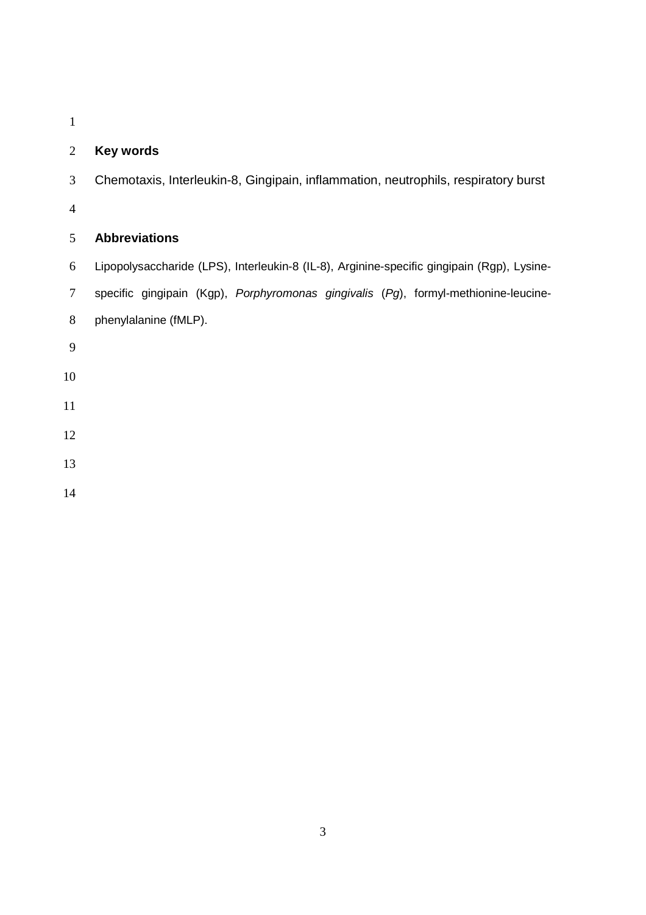## Key words

Chemotaxis, Interleukin-8, Gingipain, inflammation, neutrophils, respiratory burst

## Abbreviations

Lipopolysaccharide (LPS), Interleukin-8 (IL-8), Arginine-specific gingipain (Rgp), Lysine-specific gingipain (Kgp), *Porphyromonas gingivalis* (*Pg*), formyl-methionine-leucine-phenylalanine (fMLP).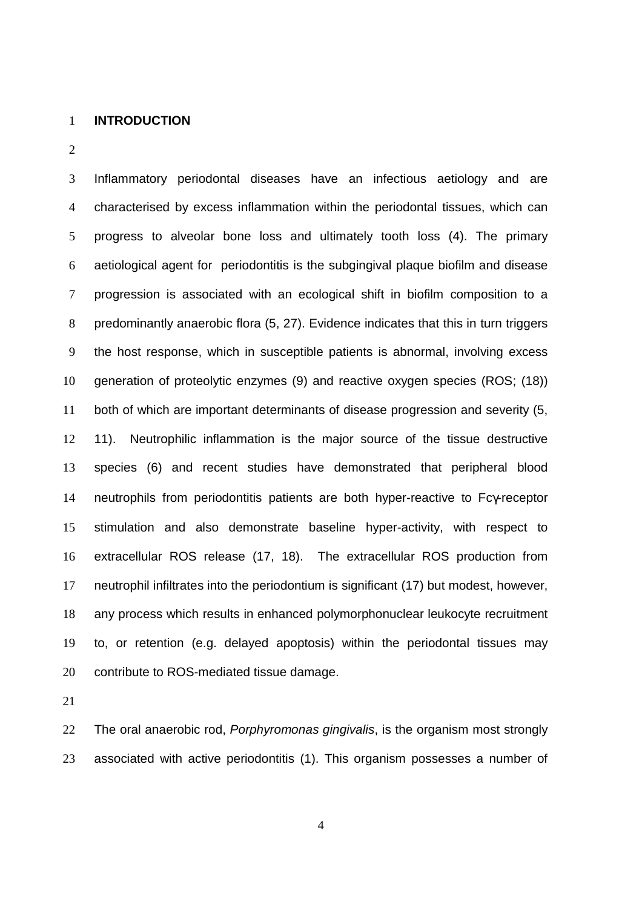## INTRODUCTION

Inflammatory periodontal diseases have an infectious aetiology and are characterised by excess inflammation within the periodontal tissues, which can progress to alveolar bone loss and ultimately tooth loss (4). The primary aetiological agent for periodontitis is the subgingival plaque biofilm and disease progression is associated with an ecological shift in biofilm composition to a predominantly anaerobic flora (5, 27). Evidence indicates that this in turn triggers the host response, which in susceptible patients is abnormal, involving excess generation of proteolytic enzymes (9) and reactive oxygen species (ROS; (18)) both of which are important determinants of disease progression and severity (5, 11). Neutrophilic inflammation is the major source of the tissue destructive species (6) and recent studies have demonstrated that peripheral blood neutrophils from periodontitis patients are both hyper-reactive to Fcγ-receptor stimulation and also demonstrate baseline hyper-activity, with respect to extracellular ROS release (17, 18). The extracellular ROS production from neutrophil infiltrates into the periodontium is significant (17) but modest, however, any process which results in enhanced polymorphonuclear leukocyte recruitment to, or retention (e.g. delayed apoptosis) within the periodontal tissues may contribute to ROS-mediated tissue damage.

The oral anaerobic rod, *Porphyromonas gingivalis*, is the organism most strongly associated with active periodontitis (1). This organism possesses a number of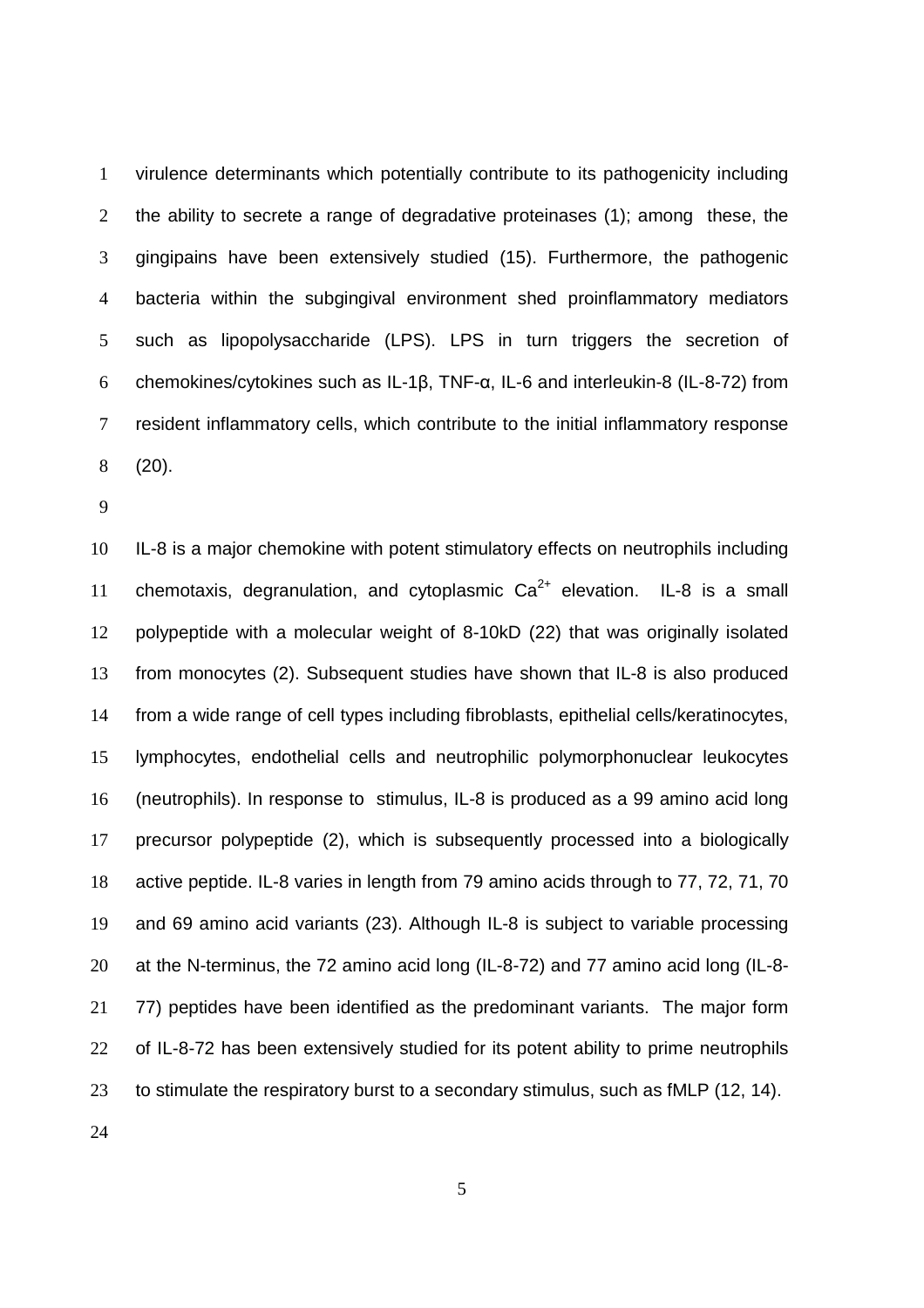virulence determinants which potentially contribute to its pathogenicity including the ability to secrete a range of degradative proteinases (1); among these, the gingipains have been extensively studied (15). Furthermore, the pathogenic bacteria within the subgingival environment shed proinflammatory mediators such as lipopolysaccharide (LPS). LPS in turn triggers the secretion of chemokines/cytokines such as IL-1β, TNF-α, IL-6 and interleukin-8 (IL-8-72) from resident inflammatory cells, which contribute to the initial inflammatory response (20).

IL-8 is a major chemokine with potent stimulatory effects on neutrophils including chemotaxis, degranulation, and cytoplasmic $Ca^{2+}$ elevation. IL-8 is a small polypeptide with a molecular weight of 8-10kD (22) that was originally isolated from monocytes (2). Subsequent studies have shown that IL-8 is also produced from a wide range of cell types including fibroblasts, epithelial cells/keratinocytes, lymphocytes, endothelial cells and neutrophilic polymorphonuclear leukocytes (neutrophils). In response to stimulus, IL-8 is produced as a 99 amino acid long precursor polypeptide (2), which is subsequently processed into a biologically active peptide. IL-8 varies in length from 79 amino acids through to 77, 72, 71, 70 and 69 amino acid variants (23). Although IL-8 is subject to variable processing at the N-terminus, the 72 amino acid long (IL-8-72) and 77 amino acid long (IL-8-77) peptides have been identified as the predominant variants. The major form of IL-8-72 has been extensively studied for its potent ability to prime neutrophils to stimulate the respiratory burst to a secondary stimulus, such as fMLP (12, 14).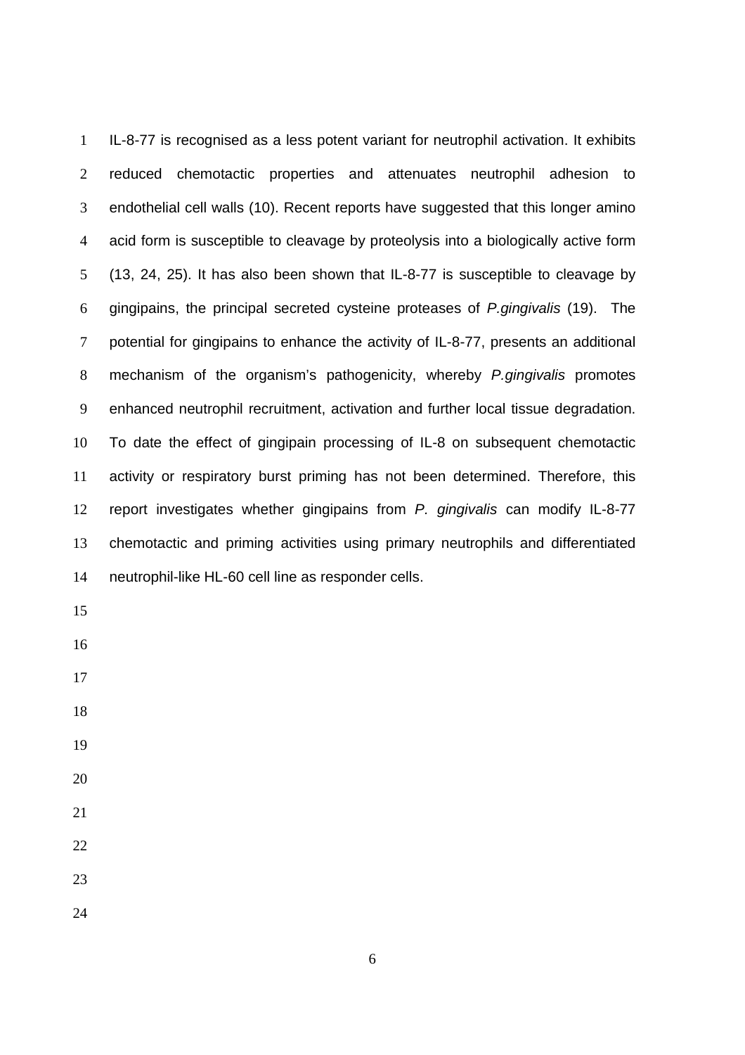IL-8-77 is recognised as a less potent variant for neutrophil activation. It exhibits reduced chemotactic properties and attenuates neutrophil adhesion to endothelial cell walls (10). Recent reports have suggested that this longer amino acid form is susceptible to cleavage by proteolysis into a biologically active form (13, 24, 25). It has also been shown that IL-8-77 is susceptible to cleavage by gingipains, the principal secreted cysteine proteases of *P.gingivalis* (19). The potential for gingipains to enhance the activity of IL-8-77, presents an additional mechanism of the organism's pathogenicity, whereby *P.gingivalis* promotes enhanced neutrophil recruitment, activation and further local tissue degradation. To date the effect of gingipain processing of IL-8 on subsequent chemotactic activity or respiratory burst priming has not been determined. Therefore, this report investigates whether gingipains from *P. gingivalis* can modify IL-8-77 chemotactic and priming activities using primary neutrophils and differentiated neutrophil-like HL-60 cell line as responder cells.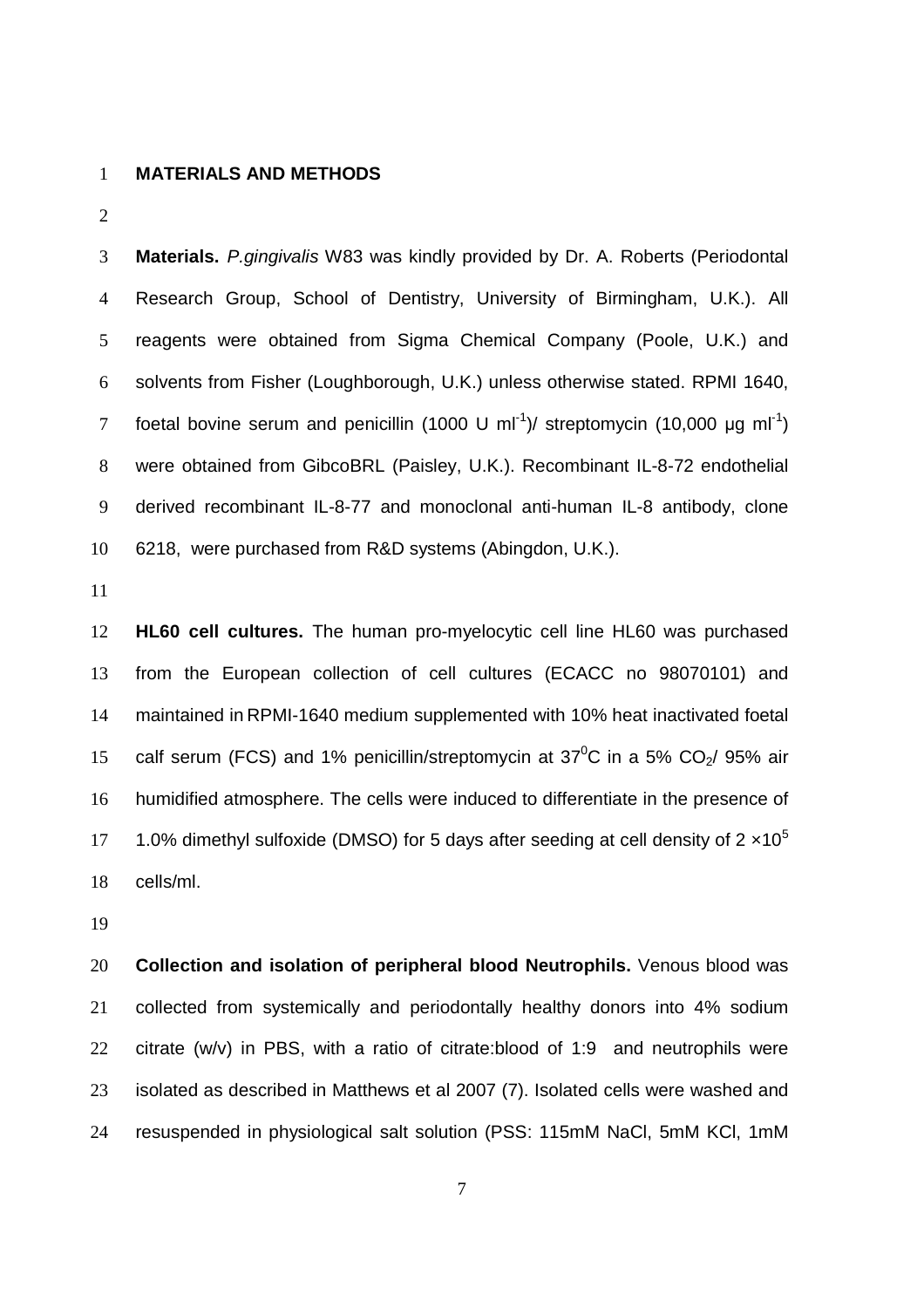## MATERIALS AND METHODS

**Materials.** *P.gingivalis* W83 was kindly provided by Dr. A. Roberts (Periodontal Research Group, School of Dentistry, University of Birmingham, U.K.). All reagents were obtained from Sigma Chemical Company (Poole, U.K.) and solvents from Fisher (Loughborough, U.K.) unless otherwise stated. RPMI 1640, foetal bovine serum and penicillin (1000 U $ml^{-1}$)/ streptomycin (10,000 μg $ml^{-1}$) were obtained from GibcoBRL (Paisley, U.K.). Recombinant IL-8-72 endothelial derived recombinant IL-8-77 and monoclonal anti-human IL-8 antibody, clone 6218, were purchased from R&D systems (Abingdon, U.K.).

**HL60 cell cultures.** The human pro-myelocytic cell line HL60 was purchased from the European collection of cell cultures (ECACC no 98070101) and maintained in RPMI-1640 medium supplemented with 10% heat inactivated foetal calf serum (FCS) and 1% penicillin/streptomycin at $37^0$C in a 5% $CO_2$/ 95% air humidified atmosphere. The cells were induced to differentiate in the presence of 1.0% dimethyl sulfoxide (DMSO) for 5 days after seeding at cell density of $2 \times 10^5$ cells/ml.

**Collection and isolation of peripheral blood Neutrophils.** Venous blood was collected from systemically and periodontally healthy donors into 4% sodium citrate (w/v) in PBS, with a ratio of citrate:blood of 1:9 and neutrophils were isolated as described in Matthews et al 2007 (7). Isolated cells were washed and resuspended in physiological salt solution (PSS: 115mM NaCl, 5mM KCl, 1mM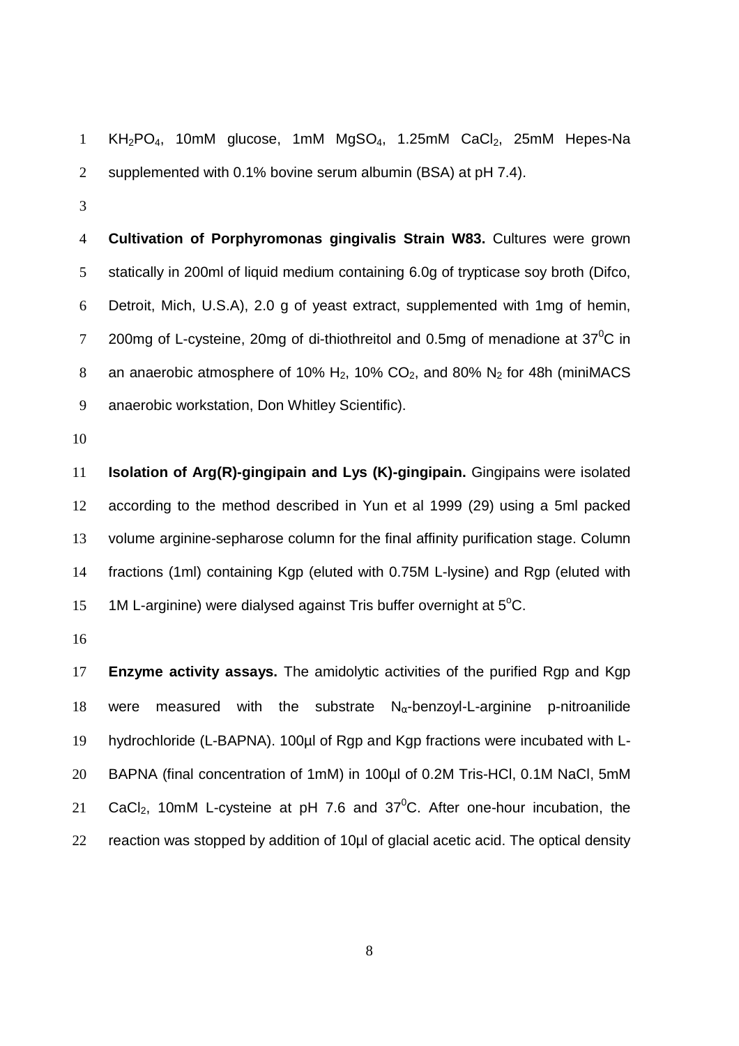$KH_2PO_4$, 10mM glucose, 1mM $MgSO_4$, 1.25mM $CaCl_2$, 25mM Hepes-Na supplemented with 0.1% bovine serum albumin (BSA) at pH 7.4).

**Cultivation of Porphyromonas gingivalis Strain W83.** Cultures were grown statically in 200ml of liquid medium containing 6.0g of trypticase soy broth (Difco, Detroit, Mich, U.S.A), 2.0 g of yeast extract, supplemented with 1mg of hemin, 200mg of L-cysteine, 20mg of di-thiothreitol and 0.5mg of menadione at $37^0$C in an anaerobic atmosphere of 10% $H_2$, 10% $CO_2$, and 80% $N_2$ for 48h (miniMACS anaerobic workstation, Don Whitley Scientific).

**Isolation of Arg(R)-gingipain and Lys (K)-gingipain.** Gingipains were isolated according to the method described in Yun et al 1999 (29) using a 5ml packed volume arginine-sepharose column for the final affinity purification stage. Column fractions (1ml) containing Kgp (eluted with 0.75M L-lysine) and Rgp (eluted with 1M L-arginine) were dialysed against Tris buffer overnight at $5^o$C.

**Enzyme activity assays.** The amidolytic activities of the purified Rgp and Kgp were measured with the substrate $N_\alpha$-benzoyl-L-arginine p-nitroanilide hydrochloride (L-BAPNA). 100µl of Rgp and Kgp fractions were incubated with L-BAPNA (final concentration of 1mM) in 100µl of 0.2M Tris-HCl, 0.1M NaCl, 5mM $CaCl_2$, 10mM L-cysteine at pH 7.6 and $37^0$C. After one-hour incubation, the reaction was stopped by addition of 10µl of glacial acetic acid. The optical density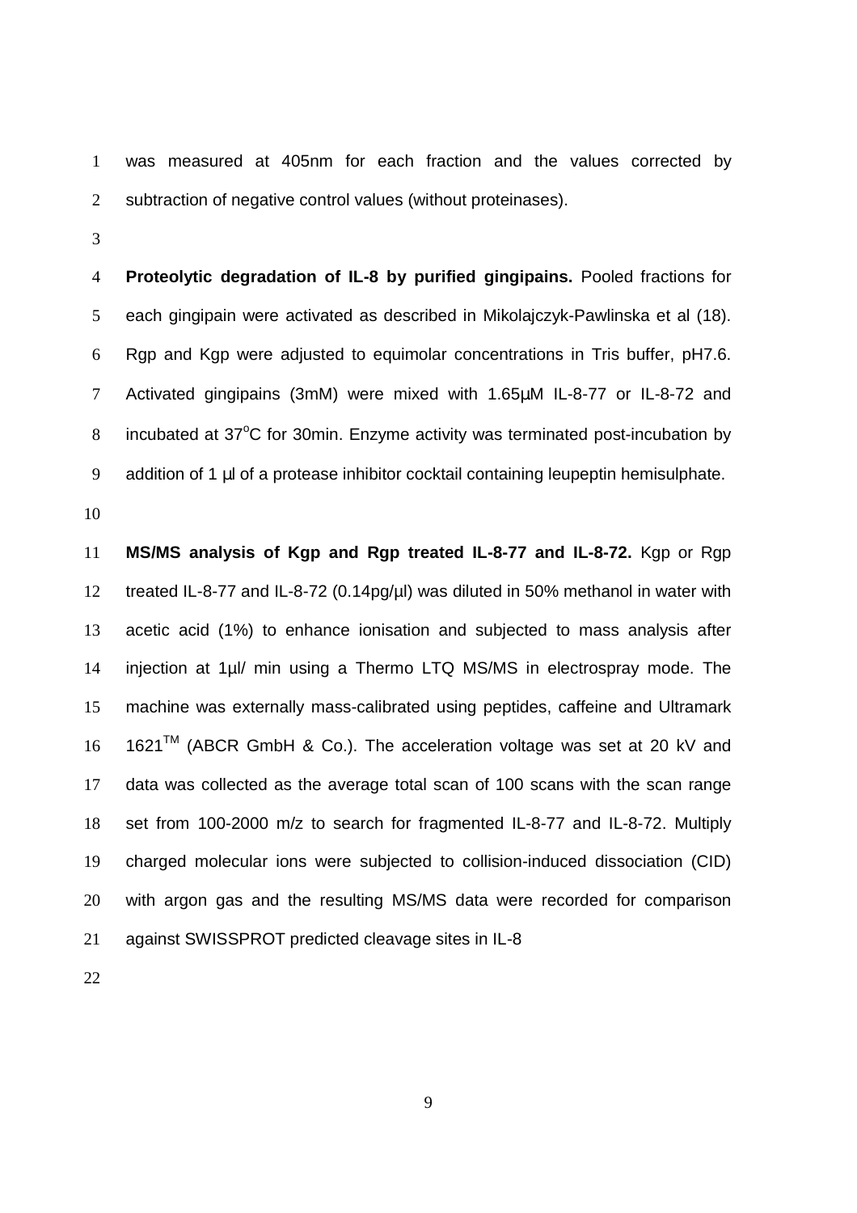was measured at 405nm for each fraction and the values corrected by subtraction of negative control values (without proteinases).

**Proteolytic degradation of IL-8 by purified gingipains.** Pooled fractions for each gingipain were activated as described in Mikolajczyk-Pawlinska et al (18). Rgp and Kgp were adjusted to equimolar concentrations in Tris buffer, pH7.6. Activated gingipains (3mM) were mixed with 1.65µM IL-8-77 or IL-8-72 and incubated at 37$^{o}$C for 30min. Enzyme activity was terminated post-incubation by addition of 1 µl of a protease inhibitor cocktail containing leupeptin hemisulphate.

**MS/MS analysis of Kgp and Rgp treated IL-8-77 and IL-8-72.** Kgp or Rgp treated IL-8-77 and IL-8-72 (0.14pg/µl) was diluted in 50% methanol in water with acetic acid (1%) to enhance ionisation and subjected to mass analysis after injection at 1µl/ min using a Thermo LTQ MS/MS in electrospray mode. The machine was externally mass-calibrated using peptides, caffeine and Ultramark 1621$^{TM}$ (ABCR GmbH & Co.). The acceleration voltage was set at 20 kV and data was collected as the average total scan of 100 scans with the scan range set from 100-2000 m/z to search for fragmented IL-8-77 and IL-8-72. Multiply charged molecular ions were subjected to collision-induced dissociation (CID) with argon gas and the resulting MS/MS data were recorded for comparison against SWISSPROT predicted cleavage sites in IL-8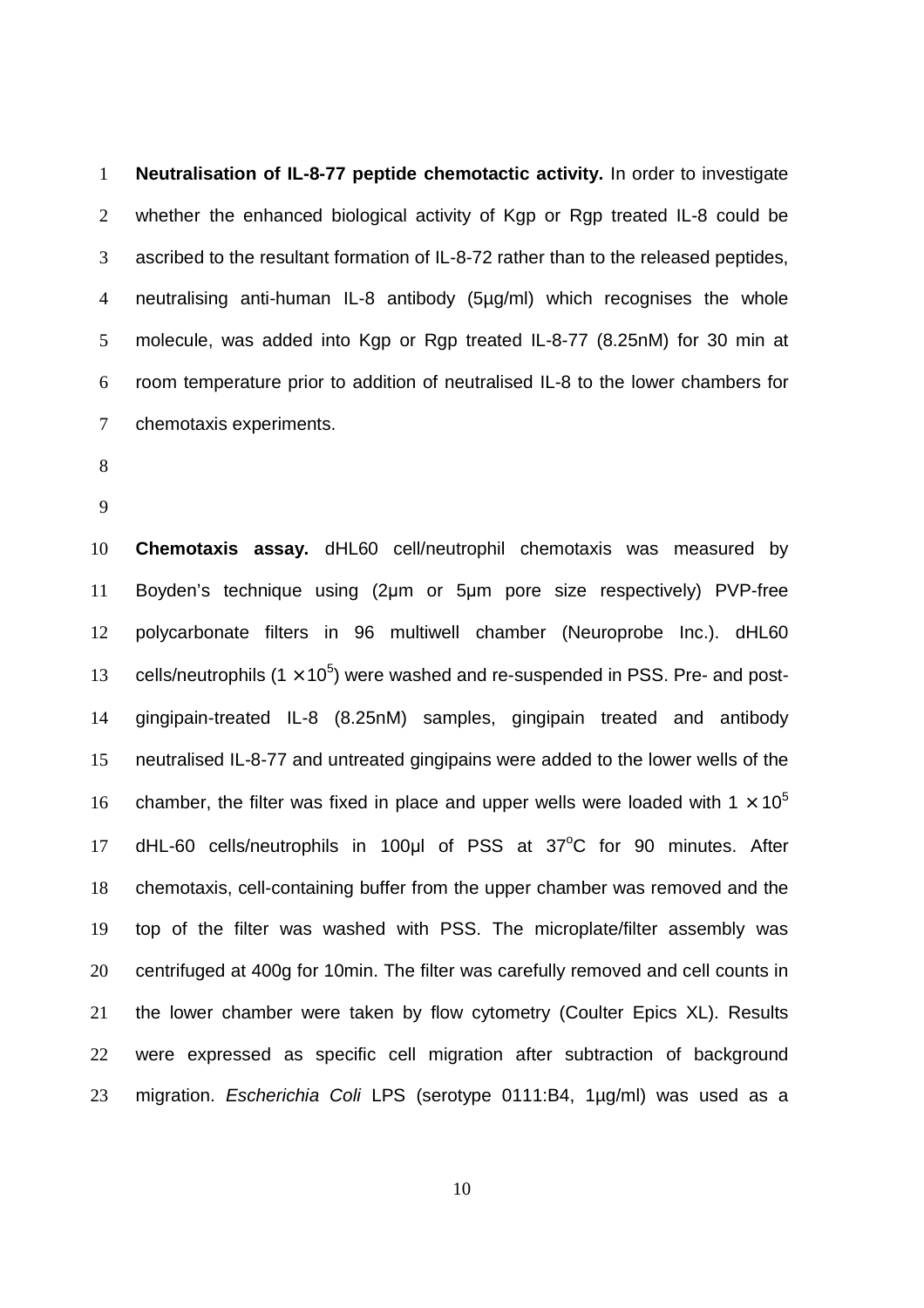**Neutralisation of IL-8-77 peptide chemotactic activity.** In order to investigate whether the enhanced biological activity of Kgp or Rgp treated IL-8 could be ascribed to the resultant formation of IL-8-72 rather than to the released peptides, neutralising anti-human IL-8 antibody (5µg/ml) which recognises the whole molecule, was added into Kgp or Rgp treated IL-8-77 (8.25nM) for 30 min at room temperature prior to addition of neutralised IL-8 to the lower chambers for chemotaxis experiments.

**Chemotaxis assay.** dHL60 cell/neutrophil chemotaxis was measured by Boyden's technique using (2µm or 5µm pore size respectively) PVP-free polycarbonate filters in 96 multiwell chamber (Neuroprobe Inc.). dHL60 cells/neutrophils ($1 \times 10^5$) were washed and re-suspended in PSS. Pre- and post-gingipain-treated IL-8 (8.25nM) samples, gingipain treated and antibody neutralised IL-8-77 and untreated gingipains were added to the lower wells of the chamber, the filter was fixed in place and upper wells were loaded with $1 \times 10^5$ dHL-60 cells/neutrophils in 100µl of PSS at $37^oC$ for 90 minutes. After chemotaxis, cell-containing buffer from the upper chamber was removed and the top of the filter was washed with PSS. The microplate/filter assembly was centrifuged at 400g for 10min. The filter was carefully removed and cell counts in the lower chamber were taken by flow cytometry (Coulter Epics XL). Results were expressed as specific cell migration after subtraction of background migration. *Escherichia Coli* LPS (serotype 0111:B4, 1µg/ml) was used as a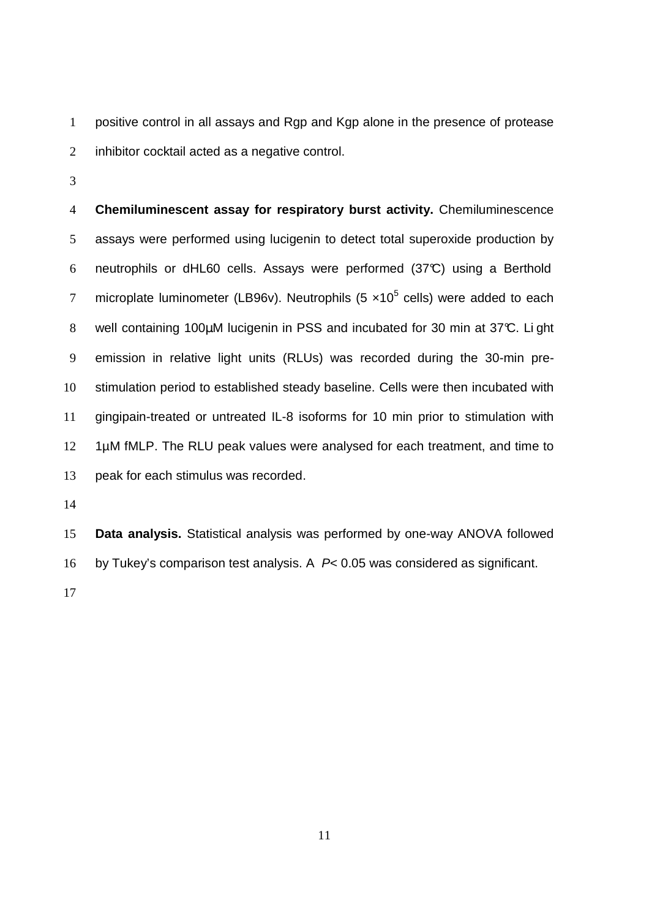positive control in all assays and Rgp and Kgp alone in the presence of protease inhibitor cocktail acted as a negative control.

**Chemiluminescent assay for respiratory burst activity.** Chemiluminescence assays were performed using lucigenin to detect total superoxide production by neutrophils or dHL60 cells. Assays were performed (37℃) using a Berthold microplate luminometer (LB96v). Neutrophils ($5 \times 10^5$ cells) were added to each well containing 100µM lucigenin in PSS and incubated for 30 min at 37℃. Light emission in relative light units (RLUs) was recorded during the 30-min pre-stimulation period to established steady baseline. Cells were then incubated with gingipain-treated or untreated IL-8 isoforms for 10 min prior to stimulation with 1µM fMLP. The RLU peak values were analysed for each treatment, and time to peak for each stimulus was recorded.

**Data analysis.** Statistical analysis was performed by one-way ANOVA followed by Tukey's comparison test analysis. A $P < 0.05$ was considered as significant.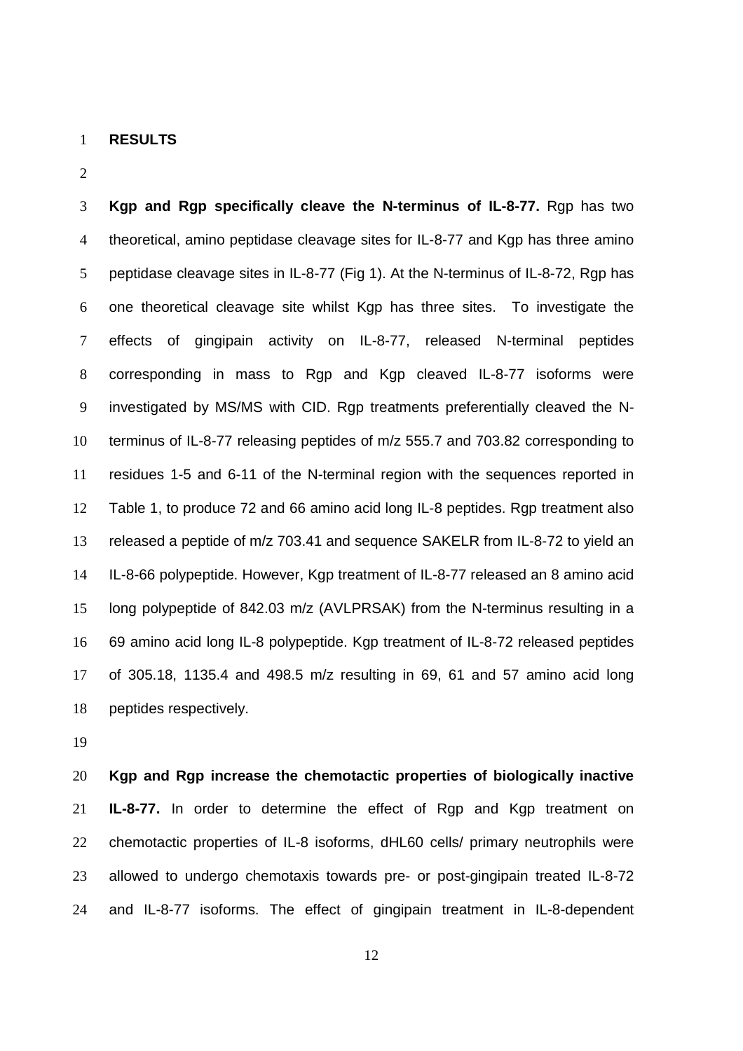## RESULTS

**Kgp and Rgp specifically cleave the N-terminus of IL-8-77.** Rgp has two theoretical, amino peptidase cleavage sites for IL-8-77 and Kgp has three amino peptidase cleavage sites in IL-8-77 (Fig 1). At the N-terminus of IL-8-72, Rgp has one theoretical cleavage site whilst Kgp has three sites. To investigate the effects of gingipain activity on IL-8-77, released N-terminal peptides corresponding in mass to Rgp and Kgp cleaved IL-8-77 isoforms were investigated by MS/MS with CID. Rgp treatments preferentially cleaved the N-terminus of IL-8-77 releasing peptides of m/z 555.7 and 703.82 corresponding to residues 1-5 and 6-11 of the N-terminal region with the sequences reported in Table 1, to produce 72 and 66 amino acid long IL-8 peptides. Rgp treatment also released a peptide of m/z 703.41 and sequence SAKELR from IL-8-72 to yield an IL-8-66 polypeptide. However, Kgp treatment of IL-8-77 released an 8 amino acid long polypeptide of 842.03 m/z (AVLPRSAK) from the N-terminus resulting in a 69 amino acid long IL-8 polypeptide. Kgp treatment of IL-8-72 released peptides of 305.18, 1135.4 and 498.5 m/z resulting in 69, 61 and 57 amino acid long peptides respectively.

**Kgp and Rgp increase the chemotactic properties of biologically inactive IL-8-77.** In order to determine the effect of Rgp and Kgp treatment on chemotactic properties of IL-8 isoforms, dHL60 cells/ primary neutrophils were allowed to undergo chemotaxis towards pre- or post-gingipain treated IL-8-72 and IL-8-77 isoforms. The effect of gingipain treatment in IL-8-dependent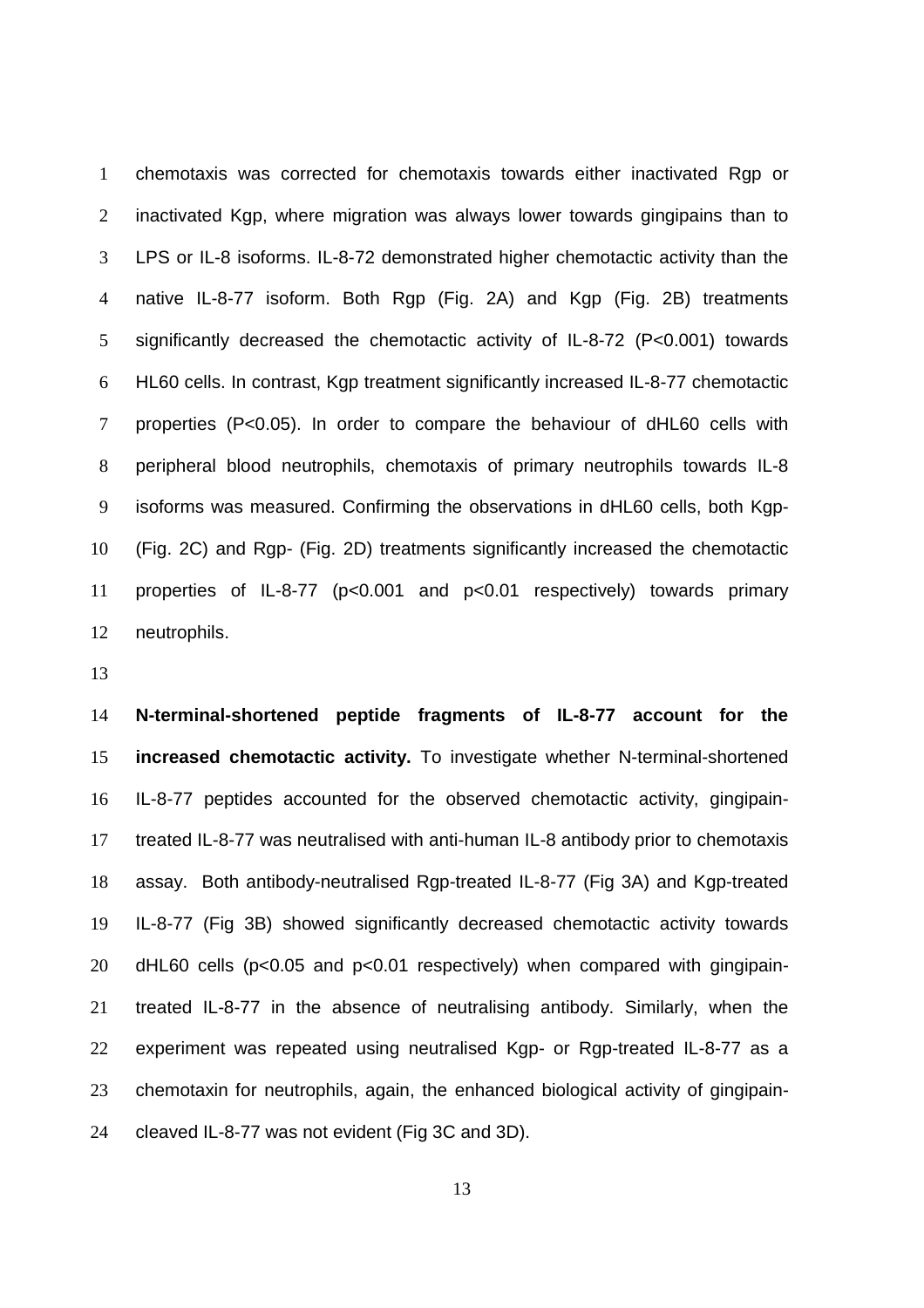chemotaxis was corrected for chemotaxis towards either inactivated Rgp or inactivated Kgp, where migration was always lower towards gingipains than to LPS or IL-8 isoforms. IL-8-72 demonstrated higher chemotactic activity than the native IL-8-77 isoform. Both Rgp (Fig. 2A) and Kgp (Fig. 2B) treatments significantly decreased the chemotactic activity of IL-8-72 ($P<0.001$) towards HL60 cells. In contrast, Kgp treatment significantly increased IL-8-77 chemotactic properties ($P<0.05$). In order to compare the behaviour of dHL60 cells with peripheral blood neutrophils, chemotaxis of primary neutrophils towards IL-8 isoforms was measured. Confirming the observations in dHL60 cells, both Kgp- (Fig. 2C) and Rgp- (Fig. 2D) treatments significantly increased the chemotactic properties of IL-8-77 ($p<0.001$ and $p<0.01$ respectively) towards primary neutrophils.

**N-terminal-shortened peptide fragments of IL-8-77 account for the increased chemotactic activity.** To investigate whether N-terminal-shortened IL-8-77 peptides accounted for the observed chemotactic activity, gingipain-treated IL-8-77 was neutralised with anti-human IL-8 antibody prior to chemotaxis assay. Both antibody-neutralised Rgp-treated IL-8-77 (Fig 3A) and Kgp-treated IL-8-77 (Fig 3B) showed significantly decreased chemotactic activity towards dHL60 cells ($p<0.05$ and $p<0.01$ respectively) when compared with gingipain-treated IL-8-77 in the absence of neutralising antibody. Similarly, when the experiment was repeated using neutralised Kgp- or Rgp-treated IL-8-77 as a chemotaxin for neutrophils, again, the enhanced biological activity of gingipain-cleaved IL-8-77 was not evident (Fig 3C and 3D).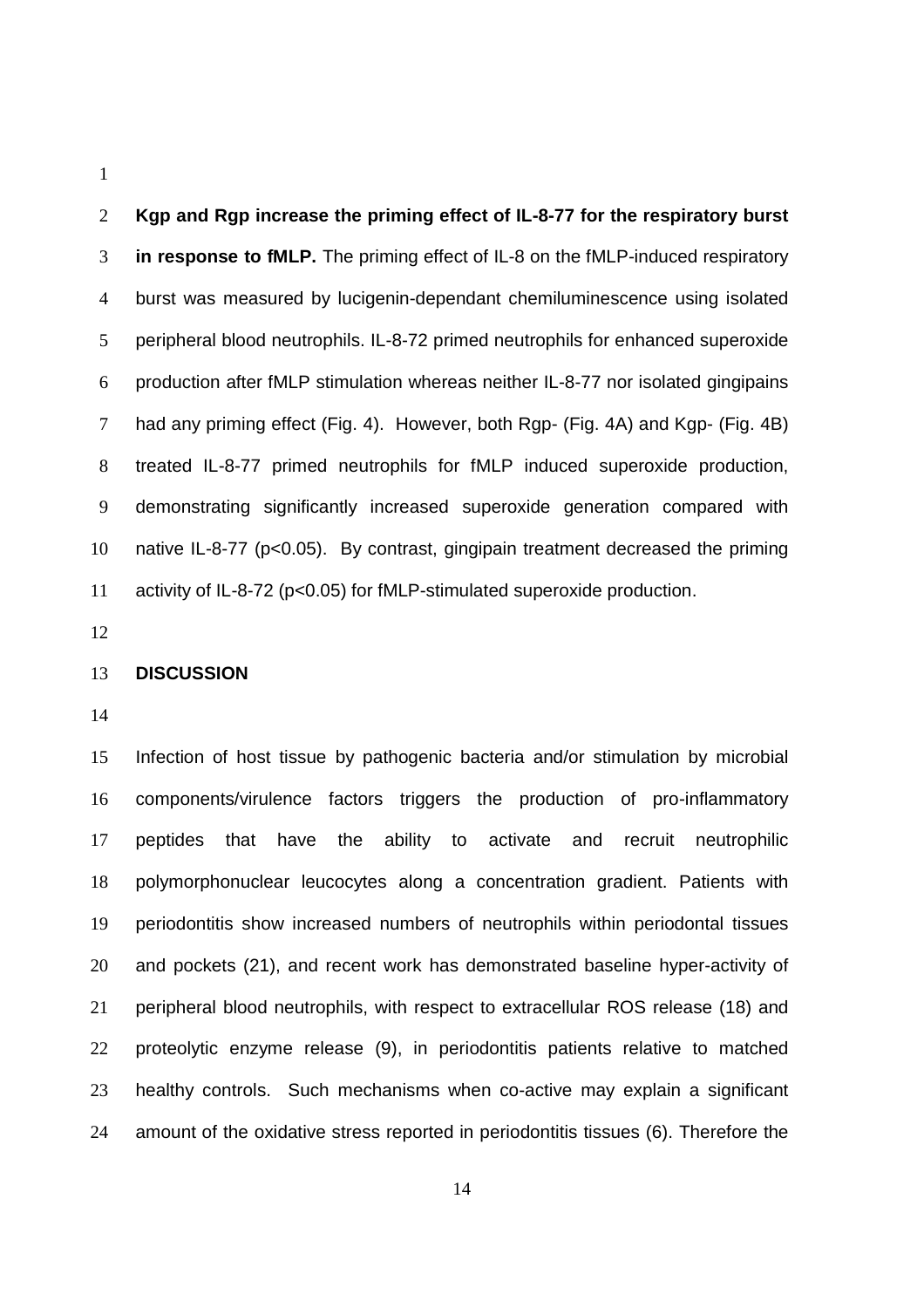**Kgp and Rgp increase the priming effect of IL-8-77 for the respiratory burst in response to fMLP.** The priming effect of IL-8 on the fMLP-induced respiratory burst was measured by lucigenin-dependant chemiluminescence using isolated peripheral blood neutrophils. IL-8-72 primed neutrophils for enhanced superoxide production after fMLP stimulation whereas neither IL-8-77 nor isolated gingipains had any priming effect (Fig. 4). However, both Rgp- (Fig. 4A) and Kgp- (Fig. 4B) treated IL-8-77 primed neutrophils for fMLP induced superoxide production, demonstrating significantly increased superoxide generation compared with native IL-8-77 ($p<0.05$). By contrast, gingipain treatment decreased the priming activity of IL-8-72 ($p<0.05$) for fMLP-stimulated superoxide production.

## DISCUSSION

Infection of host tissue by pathogenic bacteria and/or stimulation by microbial components/virulence factors triggers the production of pro-inflammatory peptides that have the ability to activate and recruit neutrophilic polymorphonuclear leucocytes along a concentration gradient. Patients with periodontitis show increased numbers of neutrophils within periodontal tissues and pockets (21), and recent work has demonstrated baseline hyper-activity of peripheral blood neutrophils, with respect to extracellular ROS release (18) and proteolytic enzyme release (9), in periodontitis patients relative to matched healthy controls. Such mechanisms when co-active may explain a significant amount of the oxidative stress reported in periodontitis tissues (6). Therefore the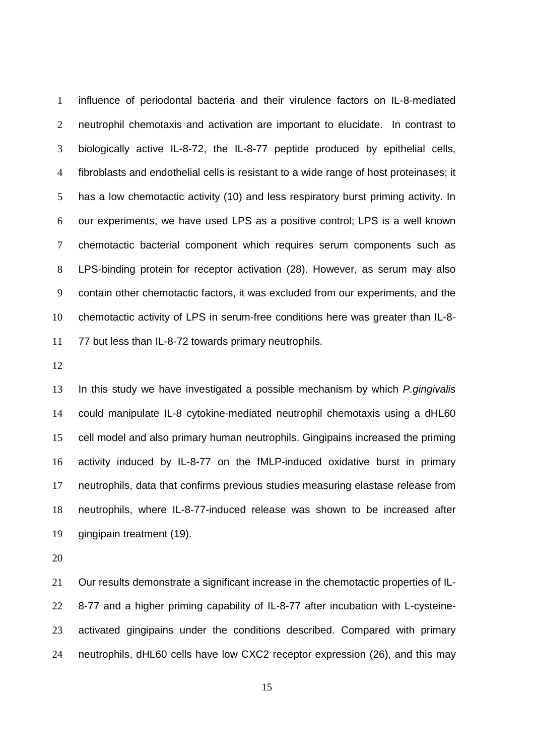influence of periodontal bacteria and their virulence factors on IL-8-mediated neutrophil chemotaxis and activation are important to elucidate. In contrast to biologically active IL-8-72, the IL-8-77 peptide produced by epithelial cells, fibroblasts and endothelial cells is resistant to a wide range of host proteinases; it has a low chemotactic activity (10) and less respiratory burst priming activity. In our experiments, we have used LPS as a positive control; LPS is a well known chemotactic bacterial component which requires serum components such as LPS-binding protein for receptor activation (28). However, as serum may also contain other chemotactic factors, it was excluded from our experiments, and the chemotactic activity of LPS in serum-free conditions here was greater than IL-8-77 but less than IL-8-72 towards primary neutrophils.

In this study we have investigated a possible mechanism by which *P.gingivalis* could manipulate IL-8 cytokine-mediated neutrophil chemotaxis using a dHL60 cell model and also primary human neutrophils. Gingipains increased the priming activity induced by IL-8-77 on the fMLP-induced oxidative burst in primary neutrophils, data that confirms previous studies measuring elastase release from neutrophils, where IL-8-77-induced release was shown to be increased after gingipain treatment (19).

Our results demonstrate a significant increase in the chemotactic properties of IL-8-77 and a higher priming capability of IL-8-77 after incubation with L-cysteine-activated gingipains under the conditions described. Compared with primary neutrophils, dHL60 cells have low CXC2 receptor expression (26), and this may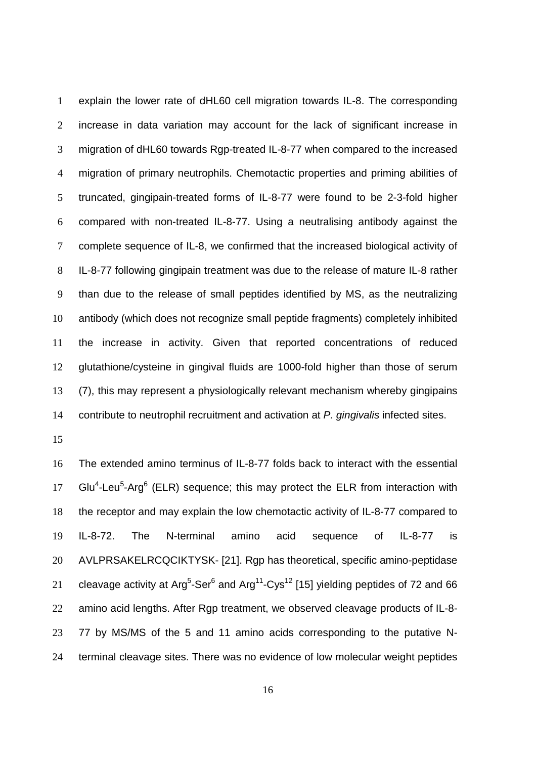explain the lower rate of dHL60 cell migration towards IL-8. The corresponding increase in data variation may account for the lack of significant increase in migration of dHL60 towards Rgp-treated IL-8-77 when compared to the increased migration of primary neutrophils. Chemotactic properties and priming abilities of truncated, gingipain-treated forms of IL-8-77 were found to be 2-3-fold higher compared with non-treated IL-8-77. Using a neutralising antibody against the complete sequence of IL-8, we confirmed that the increased biological activity of IL-8-77 following gingipain treatment was due to the release of mature IL-8 rather than due to the release of small peptides identified by MS, as the neutralizing antibody (which does not recognize small peptide fragments) completely inhibited the increase in activity. Given that reported concentrations of reduced glutathione/cysteine in gingival fluids are 1000-fold higher than those of serum (7), this may represent a physiologically relevant mechanism whereby gingipains contribute to neutrophil recruitment and activation at *P. gingivalis* infected sites.

The extended amino terminus of IL-8-77 folds back to interact with the essential $Glu^4$-$Leu^5$-$Arg^6$ (ELR) sequence; this may protect the ELR from interaction with the receptor and may explain the low chemotactic activity of IL-8-77 compared to IL-8-72. The N-terminal amino acid sequence of IL-8-77 is AVLPRSAKELRCQCIKTYSK- [21]. Rgp has theoretical, specific amino-peptidase cleavage activity at $Arg^5$-$Ser^6$ and $Arg^{11}$-$Cys^{12}$ [15] yielding peptides of 72 and 66 amino acid lengths. After Rgp treatment, we observed cleavage products of IL-8-77 by MS/MS of the 5 and 11 amino acids corresponding to the putative N-terminal cleavage sites. There was no evidence of low molecular weight peptides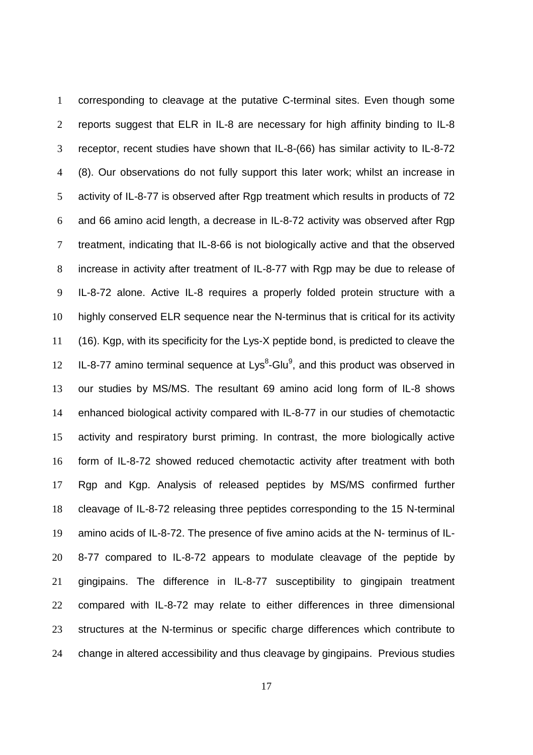corresponding to cleavage at the putative C-terminal sites. Even though some reports suggest that ELR in IL-8 are necessary for high affinity binding to IL-8 receptor, recent studies have shown that IL-8-(66) has similar activity to IL-8-72 (8). Our observations do not fully support this later work; whilst an increase in activity of IL-8-77 is observed after Rgp treatment which results in products of 72 and 66 amino acid length, a decrease in IL-8-72 activity was observed after Rgp treatment, indicating that IL-8-66 is not biologically active and that the observed increase in activity after treatment of IL-8-77 with Rgp may be due to release of IL-8-72 alone. Active IL-8 requires a properly folded protein structure with a highly conserved ELR sequence near the N-terminus that is critical for its activity (16). Kgp, with its specificity for the Lys-X peptide bond, is predicted to cleave the IL-8-77 amino terminal sequence at $Lys^8$-$Glu^9$, and this product was observed in our studies by MS/MS. The resultant 69 amino acid long form of IL-8 shows enhanced biological activity compared with IL-8-77 in our studies of chemotactic activity and respiratory burst priming. In contrast, the more biologically active form of IL-8-72 showed reduced chemotactic activity after treatment with both Rgp and Kgp. Analysis of released peptides by MS/MS confirmed further cleavage of IL-8-72 releasing three peptides corresponding to the 15 N-terminal amino acids of IL-8-72. The presence of five amino acids at the N- terminus of IL-8-77 compared to IL-8-72 appears to modulate cleavage of the peptide by gingipains. The difference in IL-8-77 susceptibility to gingipain treatment compared with IL-8-72 may relate to either differences in three dimensional structures at the N-terminus or specific charge differences which contribute to change in altered accessibility and thus cleavage by gingipains. Previous studies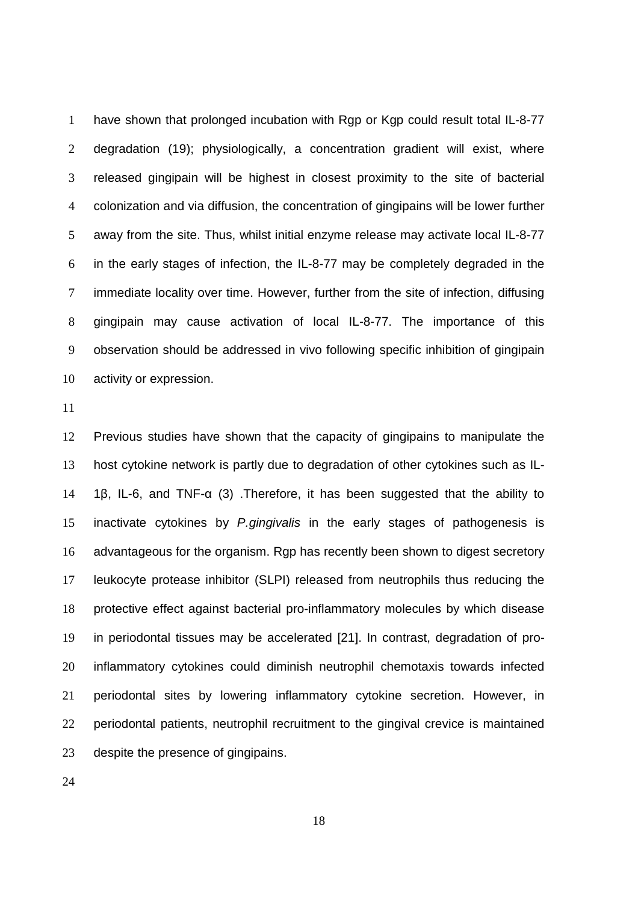have shown that prolonged incubation with Rgp or Kgp could result total IL-8-77 degradation (19); physiologically, a concentration gradient will exist, where released gingipain will be highest in closest proximity to the site of bacterial colonization and via diffusion, the concentration of gingipains will be lower further away from the site. Thus, whilst initial enzyme release may activate local IL-8-77 in the early stages of infection, the IL-8-77 may be completely degraded in the immediate locality over time. However, further from the site of infection, diffusing gingipain may cause activation of local IL-8-77. The importance of this observation should be addressed in vivo following specific inhibition of gingipain activity or expression.

Previous studies have shown that the capacity of gingipains to manipulate the host cytokine network is partly due to degradation of other cytokines such as IL-1β, IL-6, and TNF-α (3) .Therefore, it has been suggested that the ability to inactivate cytokines by *P.gingivalis* in the early stages of pathogenesis is advantageous for the organism. Rgp has recently been shown to digest secretory leukocyte protease inhibitor (SLPI) released from neutrophils thus reducing the protective effect against bacterial pro-inflammatory molecules by which disease in periodontal tissues may be accelerated [21]. In contrast, degradation of pro-inflammatory cytokines could diminish neutrophil chemotaxis towards infected periodontal sites by lowering inflammatory cytokine secretion. However, in periodontal patients, neutrophil recruitment to the gingival crevice is maintained despite the presence of gingipains.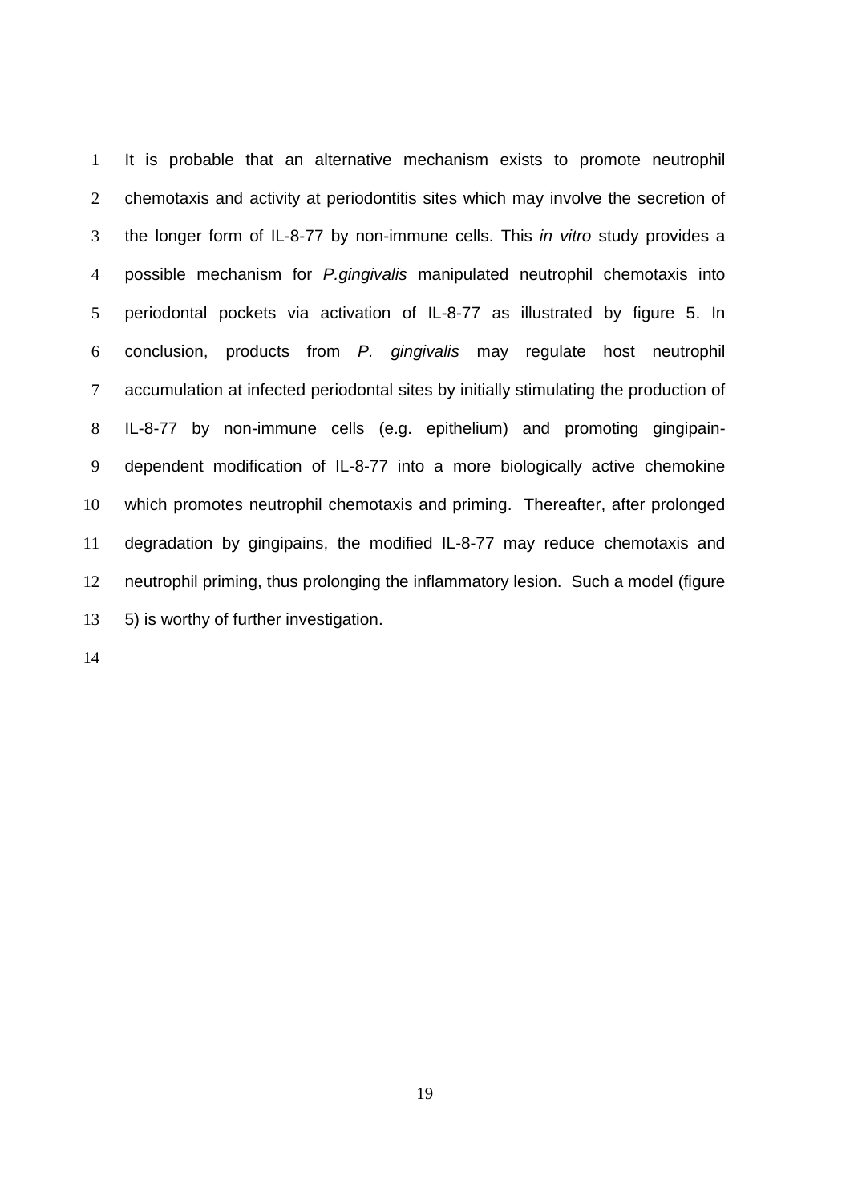It is probable that an alternative mechanism exists to promote neutrophil chemotaxis and activity at periodontitis sites which may involve the secretion of the longer form of IL-8-77 by non-immune cells. This *in vitro* study provides a possible mechanism for *P.gingivalis* manipulated neutrophil chemotaxis into periodontal pockets via activation of IL-8-77 as illustrated by figure 5. In conclusion, products from *P. gingivalis* may regulate host neutrophil accumulation at infected periodontal sites by initially stimulating the production of IL-8-77 by non-immune cells (e.g. epithelium) and promoting gingipain-dependent modification of IL-8-77 into a more biologically active chemokine which promotes neutrophil chemotaxis and priming. Thereafter, after prolonged degradation by gingipains, the modified IL-8-77 may reduce chemotaxis and neutrophil priming, thus prolonging the inflammatory lesion. Such a model (figure 5) is worthy of further investigation.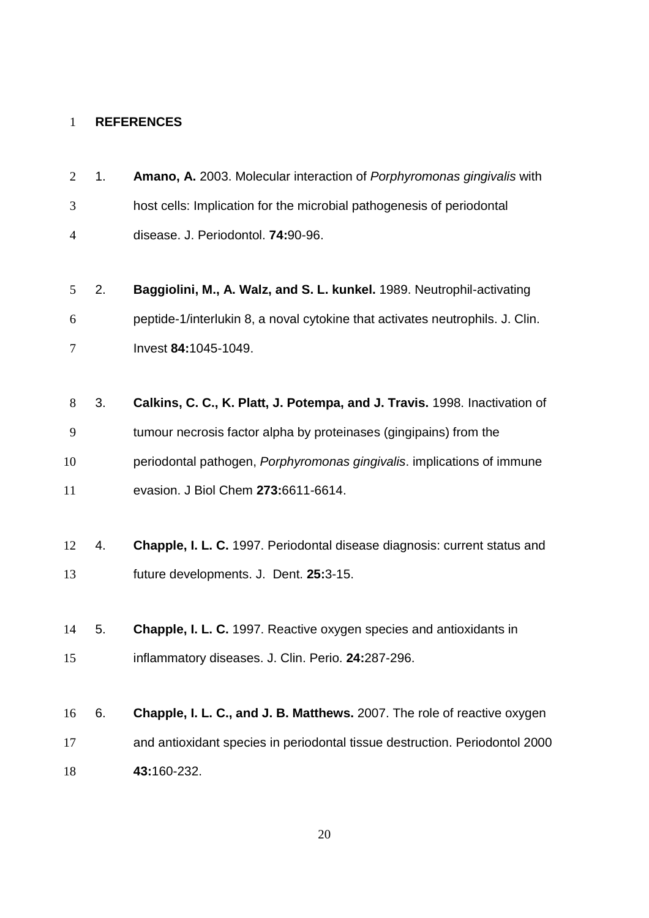**REFERENCES**

1. **Amano, A.** 2003. Molecular interaction of *Porphyromonas gingivalis* with host cells: Implication for the microbial pathogenesis of periodontal disease. J. Periodontol. **74:**90-96.

2. **Baggiolini, M., A. Walz, and S. L. kunkel.** 1989. Neutrophil-activating peptide-1/interlukin 8, a noval cytokine that activates neutrophils. J. Clin. Invest **84:**1045-1049.

3. **Calkins, C. C., K. Platt, J. Potempa, and J. Travis.** 1998. Inactivation of tumour necrosis factor alpha by proteinases (gingipains) from the periodontal pathogen, *Porphyromonas gingivalis*. implications of immune evasion. J Biol Chem **273:**6611-6614.

4. **Chapple, I. L. C.** 1997. Periodontal disease diagnosis: current status and future developments. J. Dent. **25:**3-15.

5. **Chapple, I. L. C.** 1997. Reactive oxygen species and antioxidants in inflammatory diseases. J. Clin. Perio. **24:**287-296.

6. **Chapple, I. L. C., and J. B. Matthews.** 2007. The role of reactive oxygen and antioxidant species in periodontal tissue destruction. Periodontol 2000 **43:**160-232.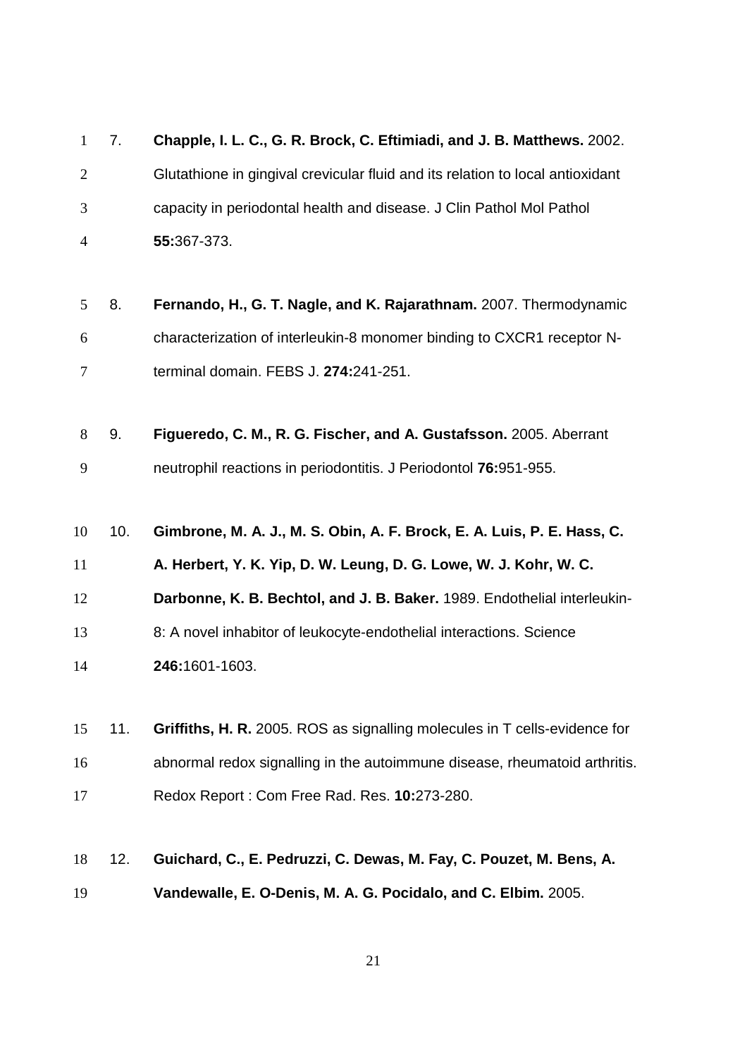7. **Chapple, I. L. C., G. R. Brock, C. Eftimiadi, and J. B. Matthews.** 2002. Glutathione in gingival crevicular fluid and its relation to local antioxidant capacity in periodontal health and disease. J Clin Pathol Mol Pathol **55:**367-373.

8. **Fernando, H., G. T. Nagle, and K. Rajarathnam.** 2007. Thermodynamic characterization of interleukin-8 monomer binding to CXCR1 receptor N-terminal domain. FEBS J. **274:**241-251.

9. **Figueredo, C. M., R. G. Fischer, and A. Gustafsson.** 2005. Aberrant neutrophil reactions in periodontitis. J Periodontol **76:**951-955.

10. **Gimbrone, M. A. J., M. S. Obin, A. F. Brock, E. A. Luis, P. E. Hass, C. A. Herbert, Y. K. Yip, D. W. Leung, D. G. Lowe, W. J. Kohr, W. C. Darbonne, K. B. Bechtol, and J. B. Baker.** 1989. Endothelial interleukin-8: A novel inhabitor of leukocyte-endothelial interactions. Science **246:**1601-1603.

11. **Griffiths, H. R.** 2005. ROS as signalling molecules in T cells-evidence for abnormal redox signalling in the autoimmune disease, rheumatoid arthritis. Redox Report : Com Free Rad. Res. **10:**273-280.

12. **Guichard, C., E. Pedruzzi, C. Dewas, M. Fay, C. Pouzet, M. Bens, A. Vandewalle, E. O-Denis, M. A. G. Pocidalo, and C. Elbim.** 2005.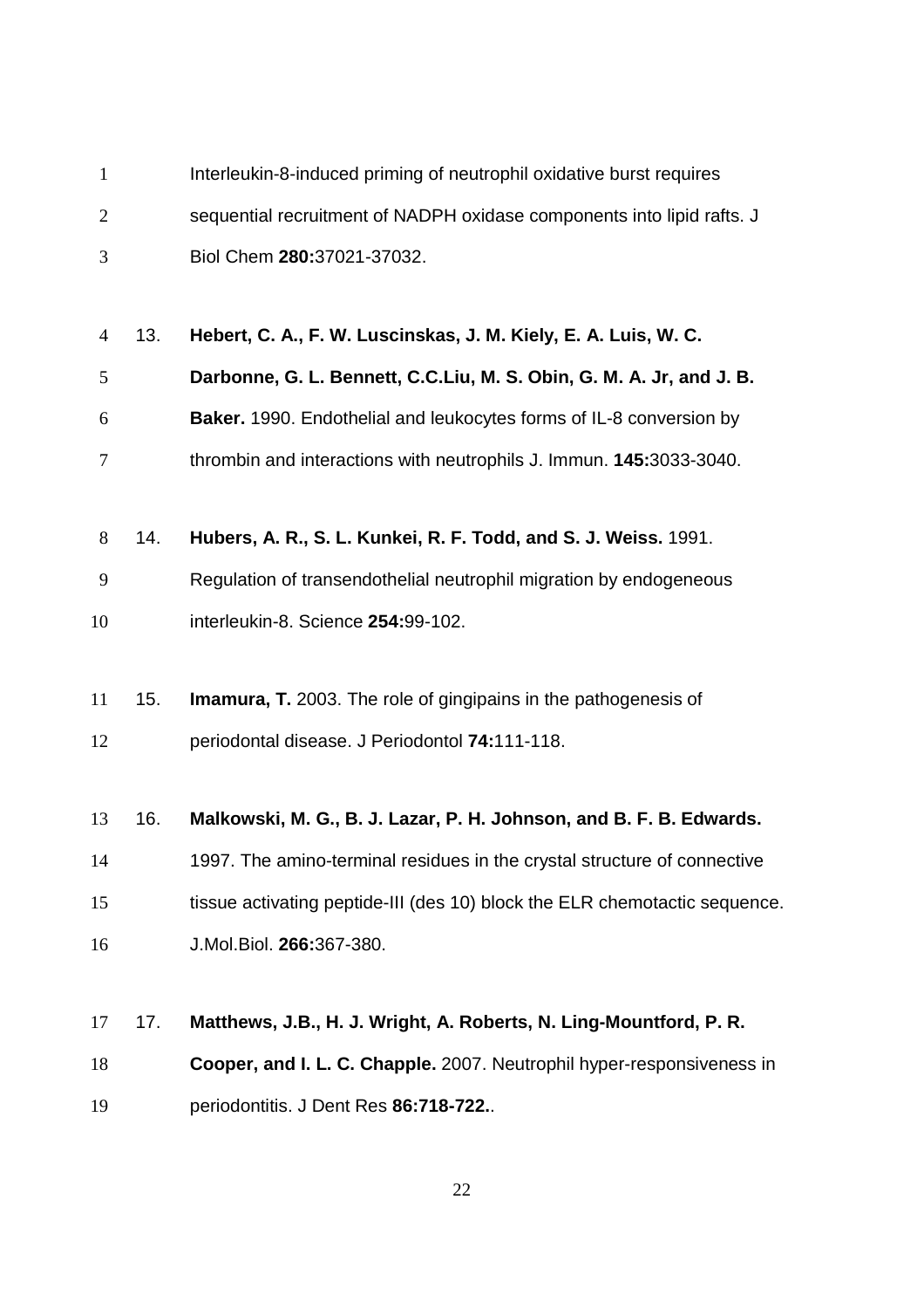Interleukin-8-induced priming of neutrophil oxidative burst requires sequential recruitment of NADPH oxidase components into lipid rafts. J Biol Chem **280:**37021-37032.

13. **Hebert, C. A., F. W. Luscinskas, J. M. Kiely, E. A. Luis, W. C. Darbonne, G. L. Bennett, C.C.Liu, M. S. Obin, G. M. A. Jr, and J. B. Baker.** 1990. Endothelial and leukocytes forms of IL-8 conversion by thrombin and interactions with neutrophils J. Immun. **145:**3033-3040.

14. **Hubers, A. R., S. L. Kunkei, R. F. Todd, and S. J. Weiss.** 1991. Regulation of transendothelial neutrophil migration by endogeneous interleukin-8. Science **254:**99-102.

15. **Imamura, T.** 2003. The role of gingipains in the pathogenesis of periodontal disease. J Periodontol **74:**111-118.

16. **Malkowski, M. G., B. J. Lazar, P. H. Johnson, and B. F. B. Edwards.** 1997. The amino-terminal residues in the crystal structure of connective tissue activating peptide-III (des 10) block the ELR chemotactic sequence. J.Mol.Biol. **266:**367-380.

17. **Matthews, J.B., H. J. Wright, A. Roberts, N. Ling-Mountford, P. R. Cooper, and I. L. C. Chapple.** 2007. Neutrophil hyper-responsiveness in periodontitis. J Dent Res **86:718-722.**.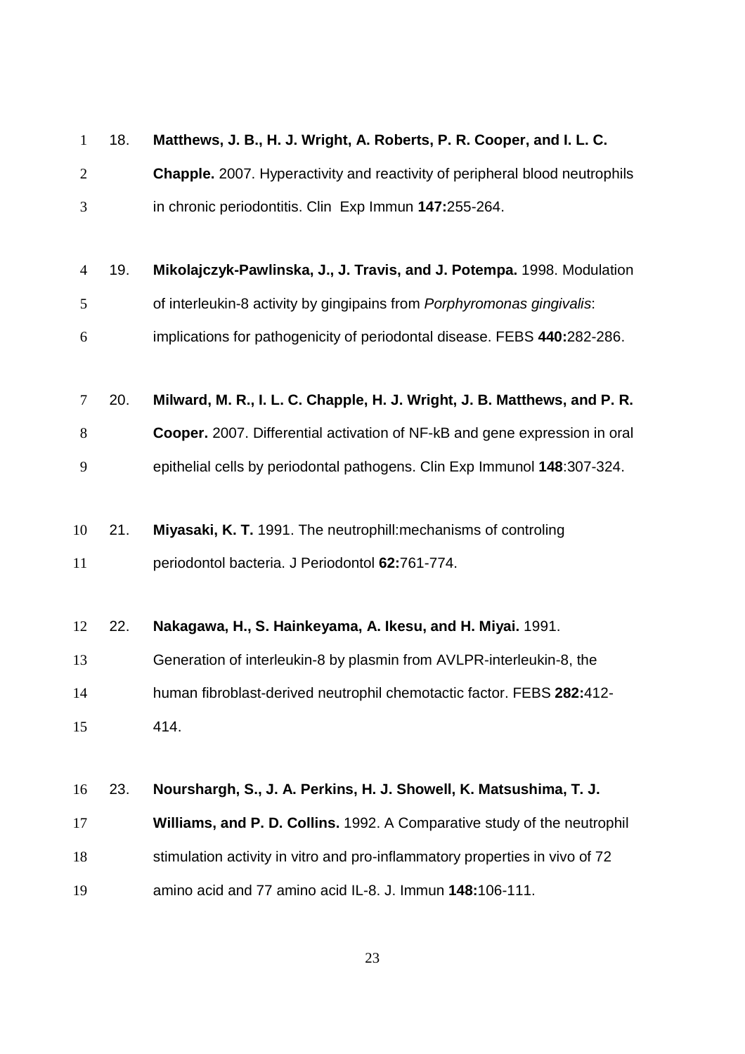18. **Matthews, J. B., H. J. Wright, A. Roberts, P. R. Cooper, and I. L. C. Chapple.** 2007. Hyperactivity and reactivity of peripheral blood neutrophils in chronic periodontitis. Clin Exp Immun **147:**255-264.

19. **Mikolajczyk-Pawlinska, J., J. Travis, and J. Potempa.** 1998. Modulation of interleukin-8 activity by gingipains from *Porphyromonas gingivalis*: implications for pathogenicity of periodontal disease. FEBS **440:**282-286.

20. **Milward, M. R., I. L. C. Chapple, H. J. Wright, J. B. Matthews, and P. R. Cooper.** 2007. Differential activation of NF-kB and gene expression in oral epithelial cells by periodontal pathogens. Clin Exp Immunol **148**:307-324.

21. **Miyasaki, K. T.** 1991. The neutrophill:mechanisms of controling periodontol bacteria. J Periodontol **62:**761-774.

22. **Nakagawa, H., S. Hainkeyama, A. Ikesu, and H. Miyai.** 1991. Generation of interleukin-8 by plasmin from AVLPR-interleukin-8, the human fibroblast-derived neutrophil chemotactic factor. FEBS **282:**412-414.

23. **Nourshargh, S., J. A. Perkins, H. J. Showell, K. Matsushima, T. J. Williams, and P. D. Collins.** 1992. A Comparative study of the neutrophil stimulation activity in vitro and pro-inflammatory properties in vivo of 72 amino acid and 77 amino acid IL-8. J. Immun **148:**106-111.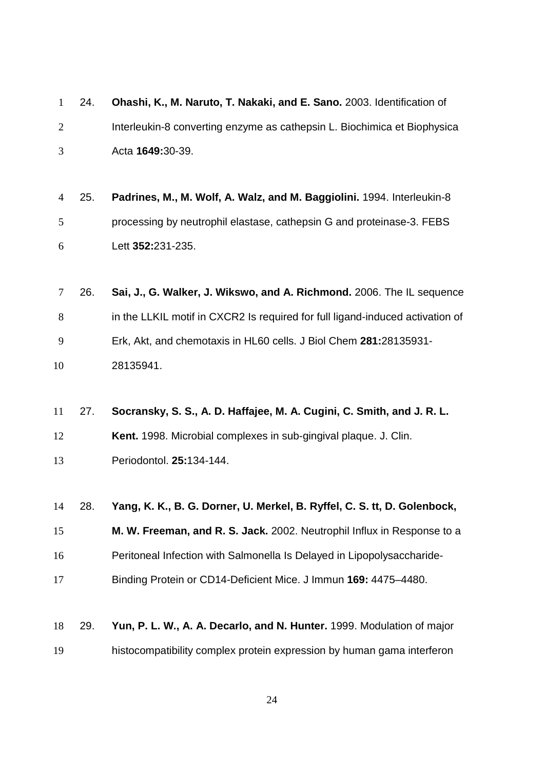24. **Ohashi, K., M. Naruto, T. Nakaki, and E. Sano.** 2003. Identification of Interleukin-8 converting enzyme as cathepsin L. Biochimica et Biophysica Acta **1649:**30-39.

25. **Padrines, M., M. Wolf, A. Walz, and M. Baggiolini.** 1994. Interleukin-8 processing by neutrophil elastase, cathepsin G and proteinase-3. FEBS Lett **352:**231-235.

26. **Sai, J., G. Walker, J. Wikswo, and A. Richmond.** 2006. The IL sequence in the LLKIL motif in CXCR2 Is required for full ligand-induced activation of Erk, Akt, and chemotaxis in HL60 cells. J Biol Chem **281:**28135931-28135941.

27. **Socransky, S. S., A. D. Haffajee, M. A. Cugini, C. Smith, and J. R. L. Kent.** 1998. Microbial complexes in sub-gingival plaque. J. Clin. Periodontol. **25:**134-144.

28. **Yang, K. K., B. G. Dorner, U. Merkel, B. Ryffel, C. S. tt, D. Golenbock, M. W. Freeman, and R. S. Jack.** 2002. Neutrophil Influx in Response to a Peritoneal Infection with Salmonella Is Delayed in Lipopolysaccharide-Binding Protein or CD14-Deficient Mice. J Immun **169:** 4475–4480.

29. **Yun, P. L. W., A. A. Decarlo, and N. Hunter.** 1999. Modulation of major histocompatibility complex protein expression by human gama interferon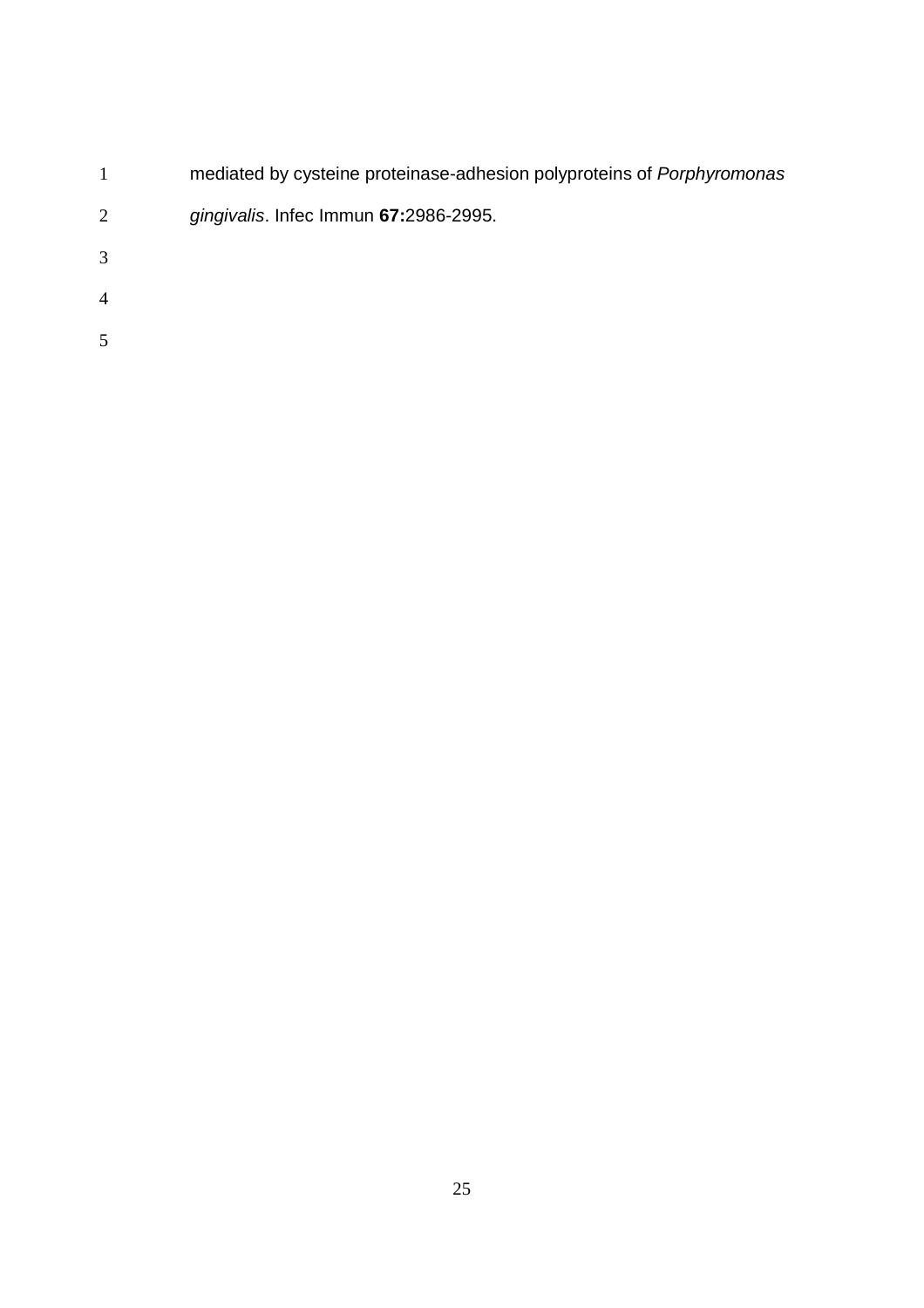mediated by cysteine proteinase-adhesion polyproteins of *Porphyromonas gingivalis*. Infec Immun **67:**2986-2995.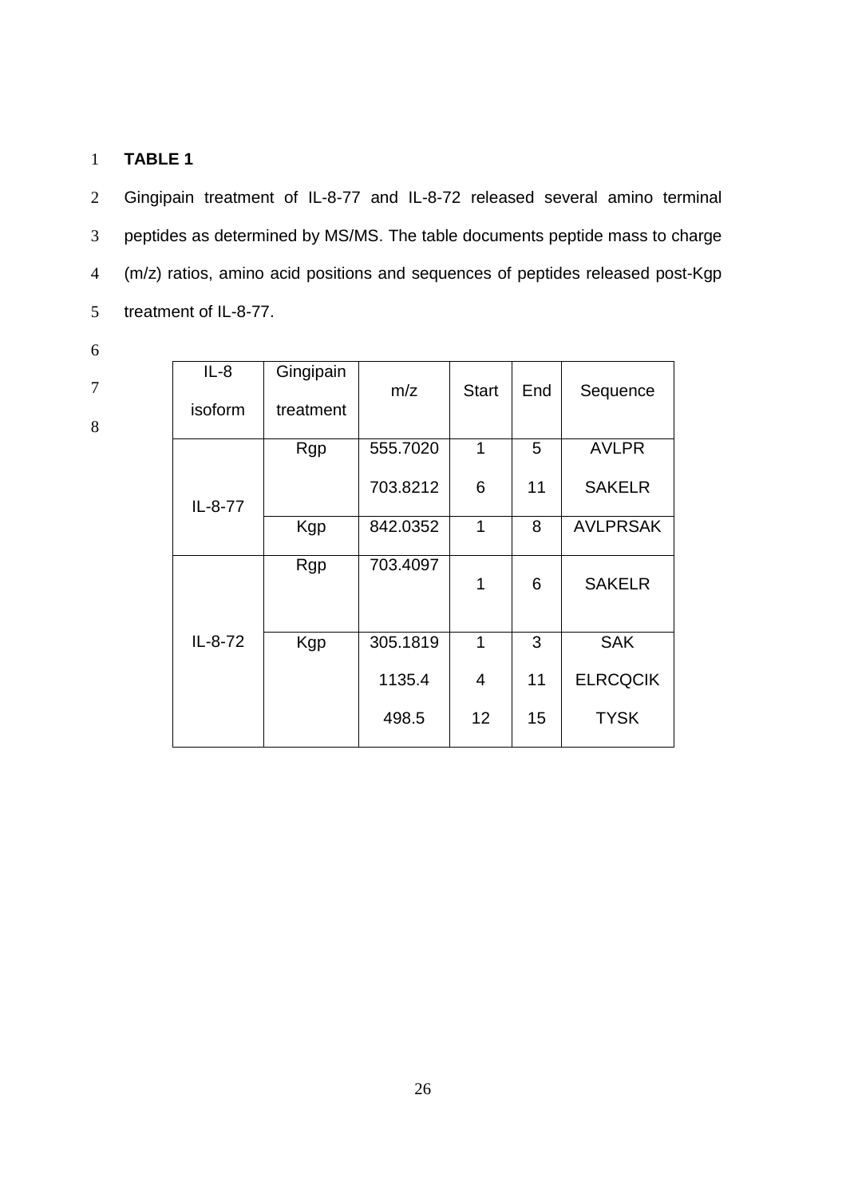**TABLE 1**

Gingipain treatment of IL-8-77 and IL-8-72 released several amino terminal peptides as determined by MS/MS. The table documents peptide mass to charge (m/z) ratios, amino acid positions and sequences of peptides released post-Kgp treatment of IL-8-77.

| IL-8 isoform | Gingipain treatment | m/z | Start | End | Sequence |
|---|---|---|---|---|---|
| IL-8-77 | Rgp | 555.7020 | 1 | 5 | AVLPR |
| | | 703.8212 | 6 | 11 | SAKELR |
| | Kgp | 842.0352 | 1 | 8 | AVLPRSAK |
| IL-8-72 | Rgp | 703.4097 | 1 | 6 | SAKELR |
| | Kgp | 305.1819 | 1 | 3 | SAK |
| | | 1135.4 | 4 | 11 | ELRCQCIK |
| | | 498.5 | 12 | 15 | TYSK |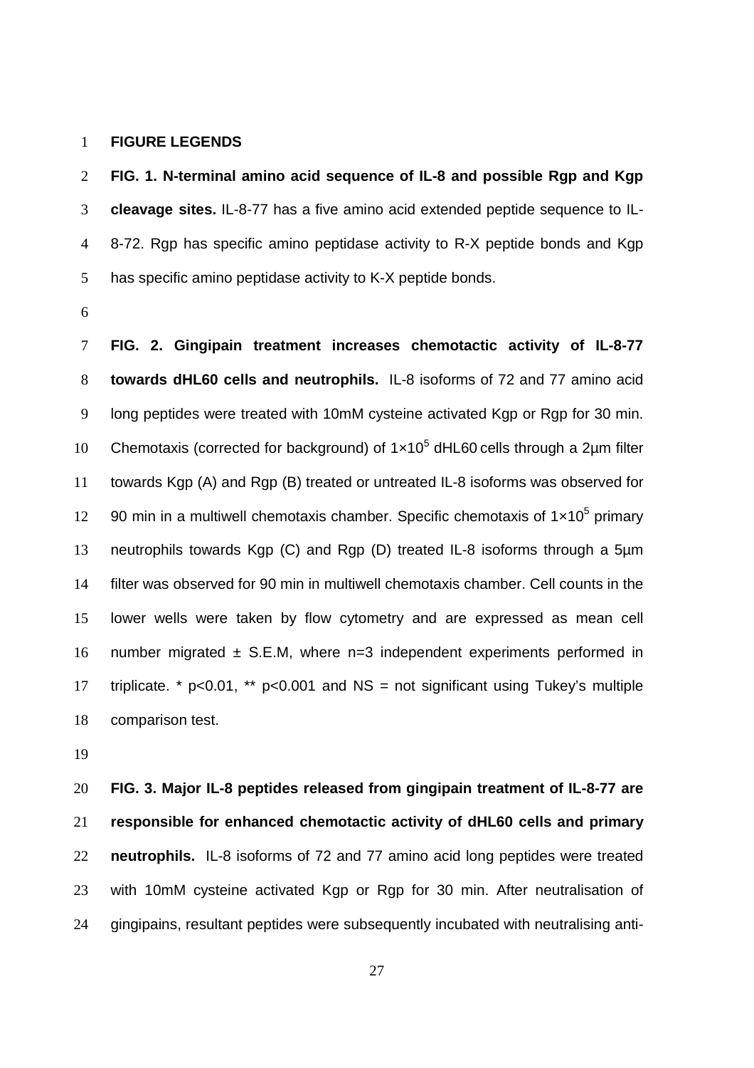**FIGURE LEGENDS**

**FIG. 1. N-terminal amino acid sequence of IL-8 and possible Rgp and Kgp cleavage sites.** IL-8-77 has a five amino acid extended peptide sequence to IL-8-72. Rgp has specific amino peptidase activity to R-X peptide bonds and Kgp has specific amino peptidase activity to K-X peptide bonds.

**FIG. 2. Gingipain treatment increases chemotactic activity of IL-8-77 towards dHL60 cells and neutrophils.** IL-8 isoforms of 72 and 77 amino acid long peptides were treated with 10mM cysteine activated Kgp or Rgp for 30 min. Chemotaxis (corrected for background) of $1 \times 10^5$ dHL60 cells through a 2µm filter towards Kgp (A) and Rgp (B) treated or untreated IL-8 isoforms was observed for 90 min in a multiwell chemotaxis chamber. Specific chemotaxis of $1 \times 10^5$ primary neutrophils towards Kgp (C) and Rgp (D) treated IL-8 isoforms through a 5µm filter was observed for 90 min in multiwell chemotaxis chamber. Cell counts in the lower wells were taken by flow cytometry and are expressed as mean cell number migrated ± S.E.M, where n=3 independent experiments performed in triplicate. * $p<0.01$, ** $p<0.001$ and NS = not significant using Tukey's multiple comparison test.

**FIG. 3. Major IL-8 peptides released from gingipain treatment of IL-8-77 are responsible for enhanced chemotactic activity of dHL60 cells and primary neutrophils.** IL-8 isoforms of 72 and 77 amino acid long peptides were treated with 10mM cysteine activated Kgp or Rgp for 30 min. After neutralisation of gingipains, resultant peptides were subsequently incubated with neutralising anti-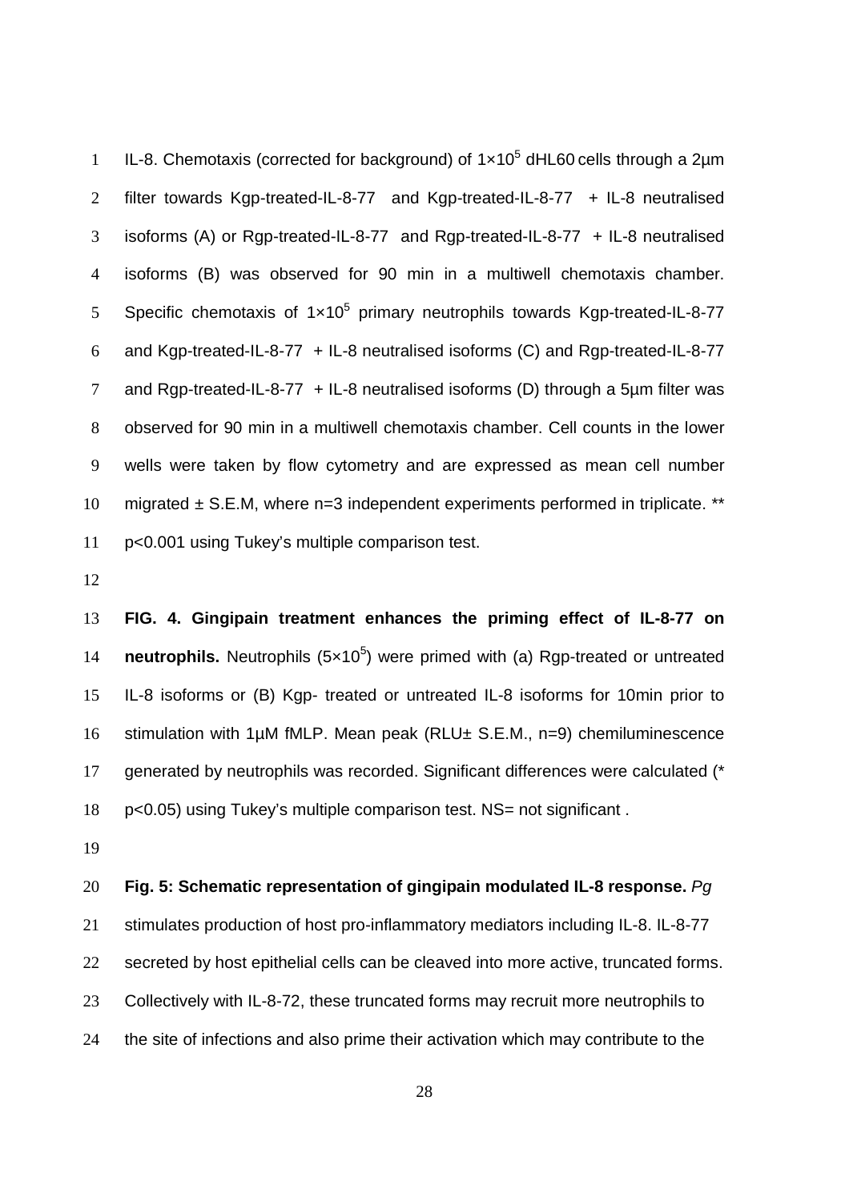IL-8. Chemotaxis (corrected for background) of $1×10^5$ dHL60 cells through a 2µm filter towards Kgp-treated-IL-8-77 and Kgp-treated-IL-8-77 + IL-8 neutralised isoforms (A) or Rgp-treated-IL-8-77 and Rgp-treated-IL-8-77 + IL-8 neutralised isoforms (B) was observed for 90 min in a multiwell chemotaxis chamber. Specific chemotaxis of $1×10^5$ primary neutrophils towards Kgp-treated-IL-8-77 and Kgp-treated-IL-8-77 + IL-8 neutralised isoforms (C) and Rgp-treated-IL-8-77 and Rgp-treated-IL-8-77 + IL-8 neutralised isoforms (D) through a 5µm filter was observed for 90 min in a multiwell chemotaxis chamber. Cell counts in the lower wells were taken by flow cytometry and are expressed as mean cell number migrated ± S.E.M, where n=3 independent experiments performed in triplicate. ** $p<0.001$ using Tukey's multiple comparison test.

**FIG. 4. Gingipain treatment enhances the priming effect of IL-8-77 on neutrophils.** Neutrophils ($5×10^5$) were primed with (a) Rgp-treated or untreated IL-8 isoforms or (B) Kgp- treated or untreated IL-8 isoforms for 10min prior to stimulation with 1µM fMLP. Mean peak (RLU± S.E.M., n=9) chemiluminescence generated by neutrophils was recorded. Significant differences were calculated (* $p<0.05$) using Tukey's multiple comparison test. NS= not significant .

**Fig. 5: Schematic representation of gingipain modulated IL-8 response.** *Pg* stimulates production of host pro-inflammatory mediators including IL-8. IL-8-77 secreted by host epithelial cells can be cleaved into more active, truncated forms. Collectively with IL-8-72, these truncated forms may recruit more neutrophils to the site of infections and also prime their activation which may contribute to the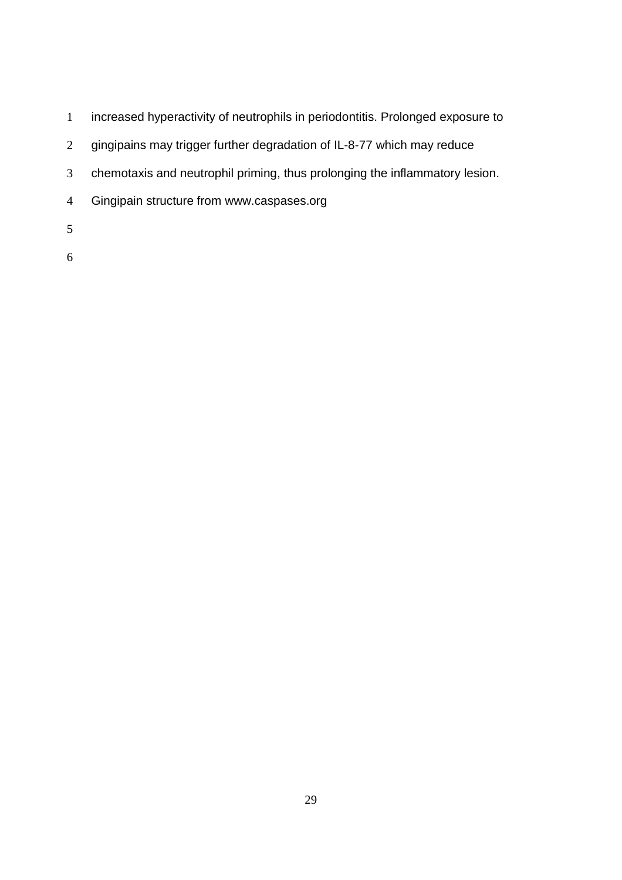increased hyperactivity of neutrophils in periodontitis. Prolonged exposure to gingipains may trigger further degradation of IL-8-77 which may reduce chemotaxis and neutrophil priming, thus prolonging the inflammatory lesion. Gingipain structure from www.caspases.org